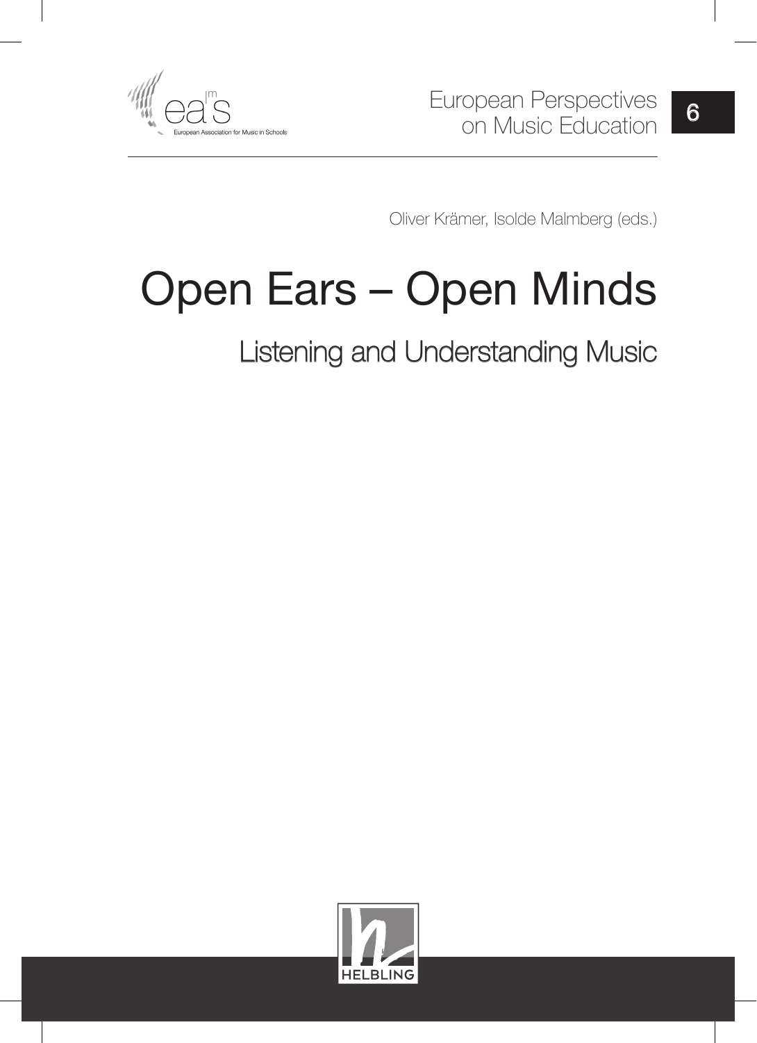European Association for Music in Schools

European Perspectives on Music Education 6

Oliver Krämer, Isolde Malmberg (eds.)

# Open Ears – Open Minds

## Listening and Understanding Music

HELBLING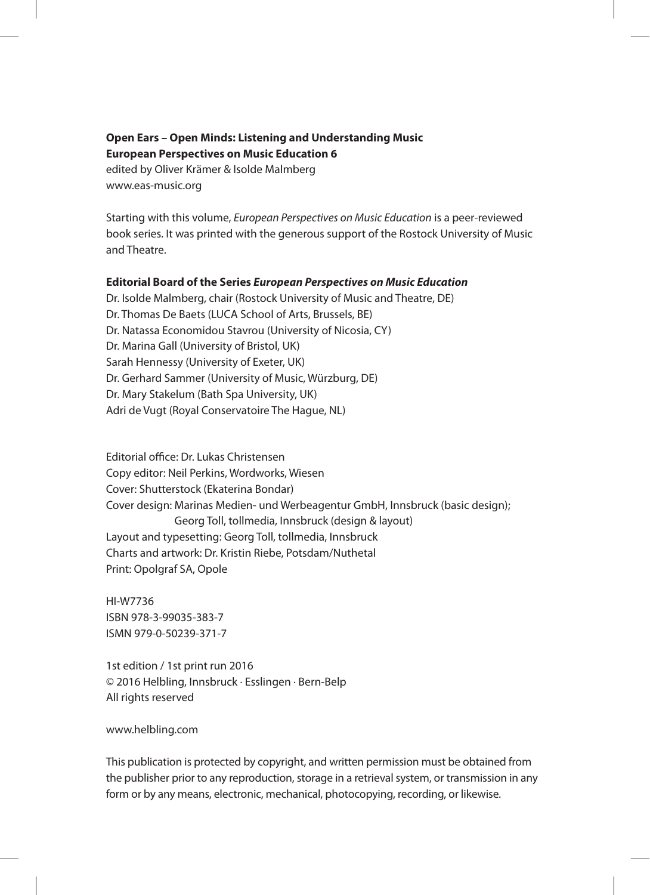**Open Ears – Open Minds: Listening and Understanding Music**
**European Perspectives on Music Education 6**
edited by Oliver Krämer & Isolde Malmberg
www.eas-music.org

Starting with this volume, *European Perspectives on Music Education* is a peer-reviewed book series. It was printed with the generous support of the Rostock University of Music and Theatre.

**Editorial Board of the Series *European Perspectives on Music Education***
Dr. Isolde Malmberg, chair (Rostock University of Music and Theatre, DE)
Dr. Thomas De Baets (LUCA School of Arts, Brussels, BE)
Dr. Natassa Economidou Stavrou (University of Nicosia, CY)
Dr. Marina Gall (University of Bristol, UK)
Sarah Hennessy (University of Exeter, UK)
Dr. Gerhard Sammer (University of Music, Würzburg, DE)
Dr. Mary Stakelum (Bath Spa University, UK)
Adri de Vugt (Royal Conservatoire The Hague, NL)

Editorial office: Dr. Lukas Christensen
Copy editor: Neil Perkins, Wordworks, Wiesen
Cover: Shutterstock (Ekaterina Bondar)
Cover design: Marinas Medien- und Werbeagentur GmbH, Innsbruck (basic design); Georg Toll, tollmedia, Innsbruck (design & layout)
Layout and typesetting: Georg Toll, tollmedia, Innsbruck
Charts and artwork: Dr. Kristin Riebe, Potsdam/Nuthetal
Print: Opolgraf SA, Opole

HI-W7736
ISBN 978-3-99035-383-7
ISMN 979-0-50239-371-7

1st edition / 1st print run 2016
© 2016 Helbling, Innsbruck · Esslingen · Bern-Belp
All rights reserved

www.helbling.com

This publication is protected by copyright, and written permission must be obtained from the publisher prior to any reproduction, storage in a retrieval system, or transmission in any form or by any means, electronic, mechanical, photocopying, recording, or likewise.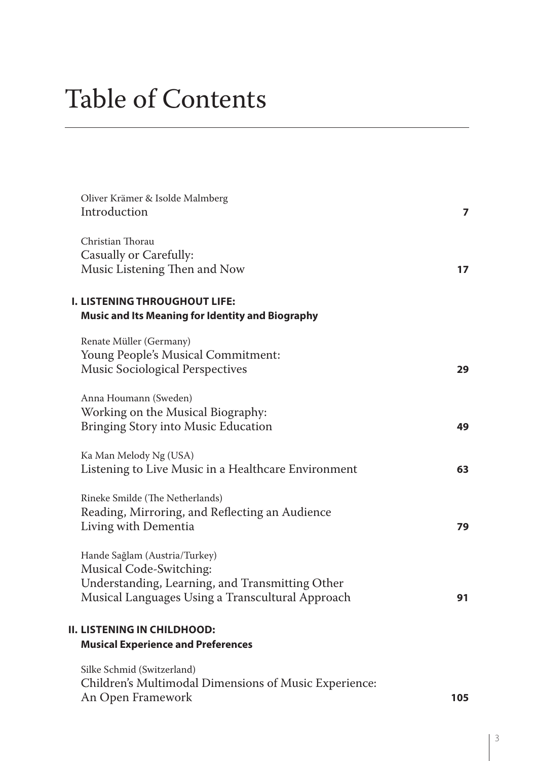# Table of Contents

Oliver Krämer & Isolde Malmberg
Introduction **7**

Christian Thorau
Casually or Carefully:
Music Listening Then and Now **17**

**I. LISTENING THROUGHOUT LIFE:**
**Music and Its Meaning for Identity and Biography**

Renate Müller (Germany)
Young People's Musical Commitment:
Music Sociological Perspectives **29**

Anna Houmann (Sweden)
Working on the Musical Biography:
Bringing Story into Music Education **49**

Ka Man Melody Ng (USA)
Listening to Live Music in a Healthcare Environment **63**

Rineke Smilde (The Netherlands)
Reading, Mirroring, and Reflecting an Audience
Living with Dementia **79**

Hande Sağlam (Austria/Turkey)
Musical Code-Switching:
Understanding, Learning, and Transmitting Other
Musical Languages Using a Transcultural Approach **91**

**II. LISTENING IN CHILDHOOD:**
**Musical Experience and Preferences**

Silke Schmid (Switzerland)
Children's Multimodal Dimensions of Music Experience:
An Open Framework **105**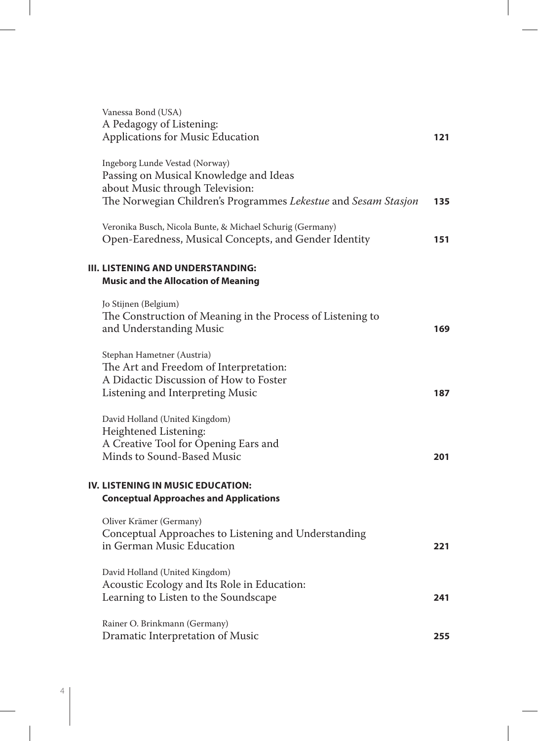Vanessa Bond (USA)
A Pedagogy of Listening:
Applications for Music Education **121**

Ingeborg Lunde Vestad (Norway)
Passing on Musical Knowledge and Ideas
about Music through Television:
The Norwegian Children's Programmes *Lekestue* and *Sesam Stasjon* **135**

Veronika Busch, Nicola Bunte, & Michael Schurig (Germany)
Open-Earedness, Musical Concepts, and Gender Identity **151**

## III. LISTENING AND UNDERSTANDING:
### Music and the Allocation of Meaning

Jo Stijnen (Belgium)
The Construction of Meaning in the Process of Listening to
and Understanding Music **169**

Stephan Hametner (Austria)
The Art and Freedom of Interpretation:
A Didactic Discussion of How to Foster
Listening and Interpreting Music **187**

David Holland (United Kingdom)
Heightened Listening:
A Creative Tool for Opening Ears and
Minds to Sound-Based Music **201**

## IV. LISTENING IN MUSIC EDUCATION:
### Conceptual Approaches and Applications

Oliver Krämer (Germany)
Conceptual Approaches to Listening and Understanding
in German Music Education **221**

David Holland (United Kingdom)
Acoustic Ecology and Its Role in Education:
Learning to Listen to the Soundscape **241**

Rainer O. Brinkmann (Germany)
Dramatic Interpretation of Music **255**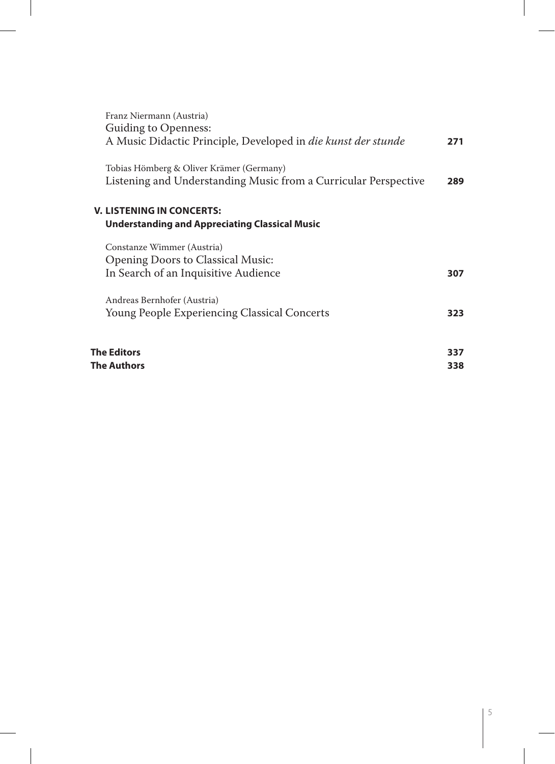Franz Niermann (Austria)
Guiding to Openness:
A Music Didactic Principle, Developed in *die kunst der stunde* **271**

Tobias Hömberg & Oliver Krämer (Germany)
Listening and Understanding Music from a Curricular Perspective **289**

**V. LISTENING IN CONCERTS:**
**Understanding and Appreciating Classical Music**

Constanze Wimmer (Austria)
Opening Doors to Classical Music:
In Search of an Inquisitive Audience **307**

Andreas Bernhofer (Austria)
Young People Experiencing Classical Concerts **323**

**The Editors** **337**
**The Authors** **338**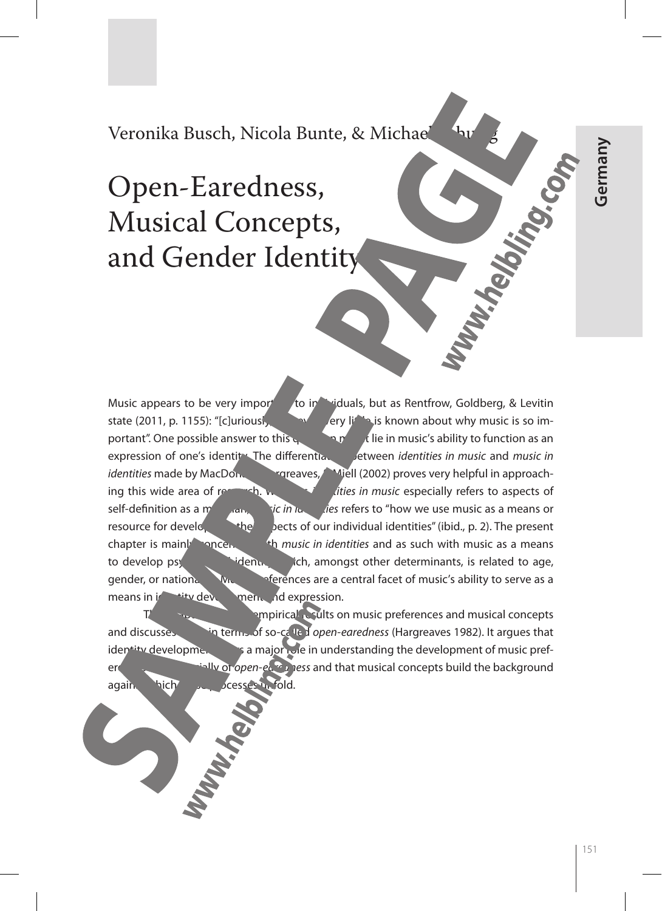Veronika Busch, Nicola Bunte, & Michael Schurig

# Open-Earedness, Musical Concepts, and Gender Identity

Music appears to be very important to individuals, but as Rentfrow, Goldberg, & Levitin state (2011, p. 1155): "[c]uriously, however, very little is known about why music is so important". One possible answer to this question might lie in music's ability to function as an expression of one's identity. The differentiation between *identities in music* and *music in identities* made by MacDonald, Hargreaves, & Miell (2002) proves very helpful in approaching this wide area of research. While *identities in music* especially refers to aspects of self-definition as a musician, *music in identities* refers to "how we use music as a means or resource for developing other aspects of our individual identities" (ibid., p. 2). The present chapter is mainly concerned with *music in identities* and as such with music as a means to develop psychological identity, which, amongst other determinants, is related to age, gender, or nationality. Music preferences are a central facet of music's ability to serve as a means in identity development and expression.

This chapter presents empirical results on music preferences and musical concepts and discusses them in terms of so-called *open-earedness* (Hargreaves 1982). It argues that identity development plays a major role in understanding the development of music preferences and especially of *open-earedness* and that musical concepts build the background against which these processes unfold.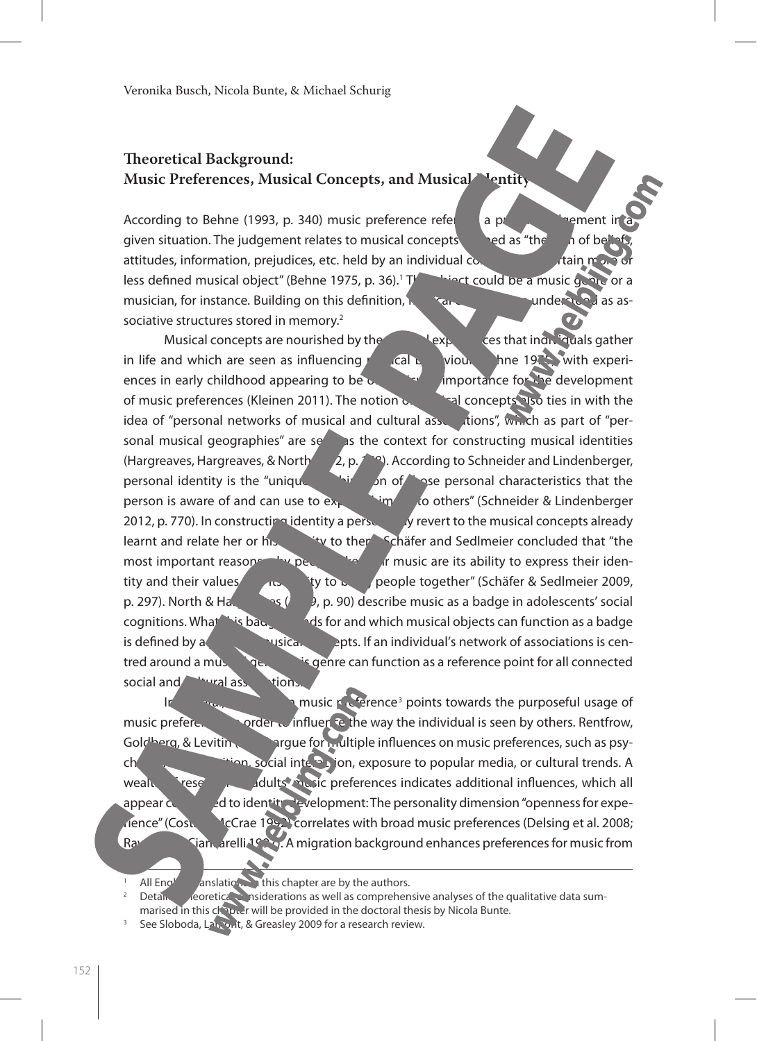## Theoretical Background: Music Preferences, Musical Concepts, and Musical Identity

According to Behne (1993, p. 340) music preference refers to a preference judgement in a given situation. The judgement relates to musical concepts defined as "the sum of beliefs, attitudes, information, prejudices, etc. held by an individual concerning a certain more or less defined musical object" (Behne 1975, p. 36).[1] The object could be a music genre or a musician, for instance. Building on this definition, musical concepts can be understood as associative structures stored in memory.[2]

Musical concepts are nourished by the musical experiences that individuals gather in life and which are seen as influencing musical behaviour (Behne 1975), with experiences in early childhood appearing to be of particular importance for the development of music preferences (Kleinen 2011). The notion of musical concepts also ties in with the idea of "personal networks of musical and cultural associations", which as part of "personal musical geographies" are seen as the context for constructing musical identities (Hargreaves, Hargreaves, & North 2012, p. 158). According to Schneider and Lindenberger, personal identity is the "unique combination of those personal characteristics that the person is aware of and can use to explain himself to others" (Schneider & Lindenberger 2012, p. 770). In constructing identity a person may revert to the musical concepts already learnt and relate her or his identity to them. Schäfer and Sedlmeier concluded that "the most important reasons why people like their music are its ability to express their identity and their values and its ability to bring people together" (Schäfer & Sedlmeier 2009, p. 297). North & Hargreaves (1999, p. 90) describe music as a badge in adolescents' social cognitions. What this badge stands for and which musical objects can function as a badge is defined by an individual's musical concepts. If an individual's network of associations is centred around a musical genre, this genre can function as a reference point for all connected social and cultural associations.

In general, research on music preference[3] points towards the purposeful usage of music preferences in order to influence the way the individual is seen by others. Rentfrow, Goldberg, & Levitin (2011) argue for multiple influences on music preferences, such as psychological disposition, social interaction, exposure to popular media, or cultural trends. A wealth of research on adults' music preferences indicates additional influences, which all appear connected to identity development: The personality dimension "openness for experience" (Costa & McCrae 1992) correlates with broad music preferences (Delsing et al. 2008; Rawlings & Ciancarelli 1997). A migration background enhances preferences for music from

---

[1] All English translations in this chapter are by the authors.

[2] Detailed theoretical considerations as well as comprehensive analyses of the qualitative data summarised in this chapter will be provided in the doctoral thesis by Nicola Bunte.

[3] See Sloboda, Lamont, & Greasley 2009 for a research review.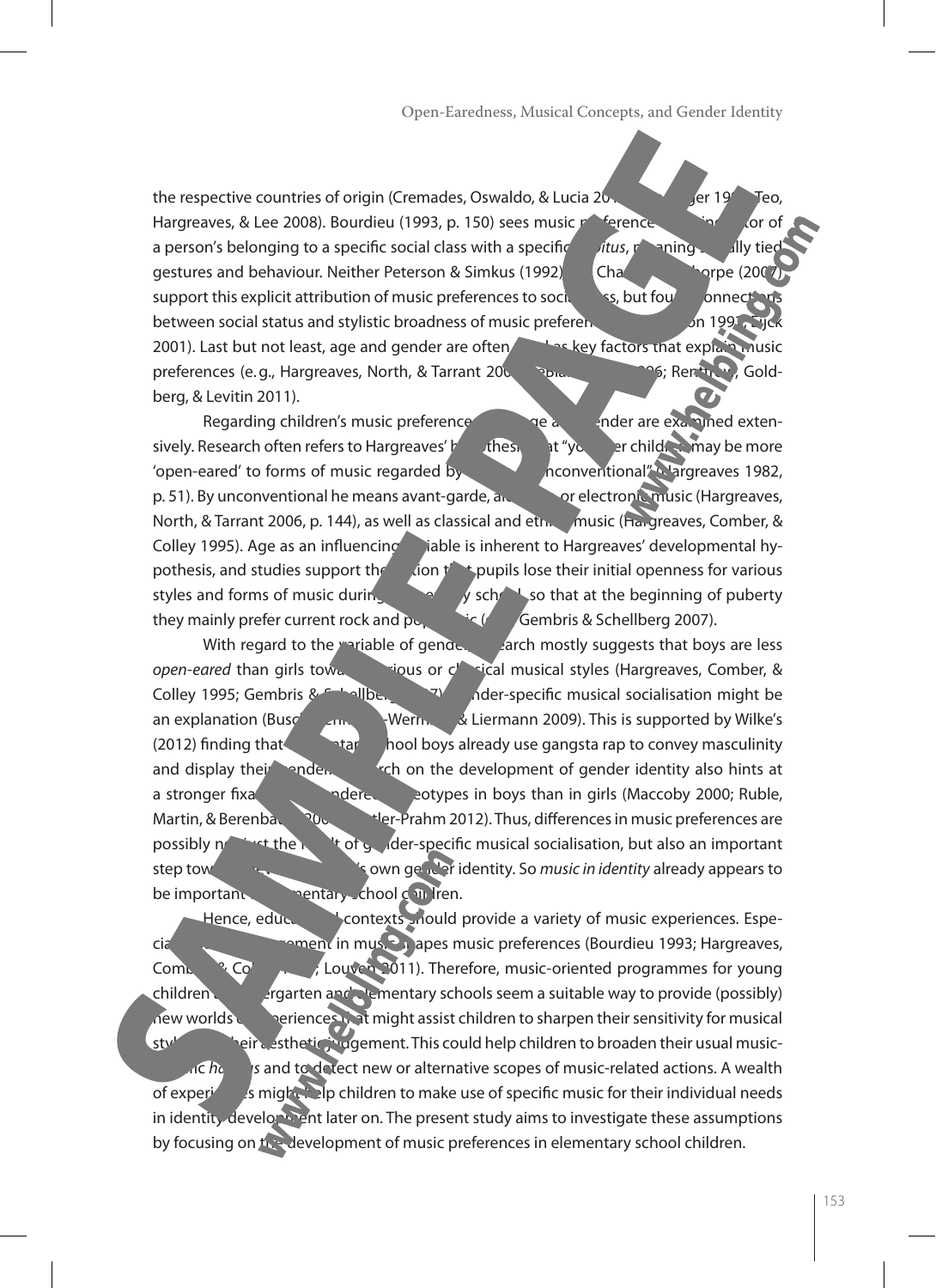the respective countries of origin (Cremades, Oswaldo, & Lucia 20…; …ger 19…; Teo, Hargreaves, & Lee 2008). Bourdieu (1993, p. 150) sees music preference as an indicator of a person's belonging to a specific social class with a specific *habitus*, meaning socially tied gestures and behaviour. Neither Peterson & Simkus (1992) nor Chan & Goldthorpe (2007) support this explicit attribution of music preferences to social class, but found connections between social status and stylistic broadness of music preferences (Peterson 1992; Eijck 2001). Last but not least, age and gender are often cited as key factors that explain music preferences (e.g., Hargreaves, North, & Tarrant 2006; …2006; Rentfrow, Goldberg, & Levitin 2011).

Regarding children's music preferences, age and gender are examined extensively. Research often refers to Hargreaves' hypothesis that "younger children may be more 'open-eared' to forms of music regarded by adults as unconventional" (Hargreaves 1982, p. 51). By unconventional he means avant-garde, atonal, or electronic music (Hargreaves, North, & Tarrant 2006, p. 144), as well as classical and ethnic music (Hargreaves, Comber, & Colley 1995). Age as an influencing variable is inherent to Hargreaves' developmental hypothesis, and studies support the notion that pupils lose their initial openness for various styles and forms of music during elementary school, so that at the beginning of puberty they mainly prefer current rock and pop music (e.g., Gembris & Schellberg 2007).

With regard to the variable of gender, research mostly suggests that boys are less *open-eared* than girls towards serious or classical musical styles (Hargreaves, Comber, & Colley 1995; Gembris & Schellberg 2007). Gender-specific musical socialisation might be an explanation (Busch, Lehmann-Wermser, & Liermann 2009). This is supported by Wilke's (2012) finding that elementary school boys already use gangsta rap to convey masculinity and display their gender. Research on the development of gender identity also hints at a stronger fixation on gendered stereotypes in boys than in girls (Maccoby 2000; Ruble, Martin, & Berenbaum 2006; …ler-Prahm 2012). Thus, differences in music preferences are possibly not just the result of gender-specific musical socialisation, but also an important step towards developing one's own gender identity. So *music in identity* already appears to be important for elementary school children.

Hence, educational contexts should provide a variety of music experiences. Especially active engagement in music shapes music preferences (Bourdieu 1993; Hargreaves, Comber, & Colley 1995; Louven 2011). Therefore, music-oriented programmes for young children in kindergarten and elementary schools seem a suitable way to provide (possibly) new worlds of experiences that might assist children to sharpen their sensitivity for musical styles and their aesthetic judgement. This could help children to broaden their usual music-specific *habitus* and to detect new or alternative scopes of music-related actions. A wealth of experiences might help children to make use of specific music for their individual needs in identity development later on. The present study aims to investigate these assumptions by focusing on the development of music preferences in elementary school children.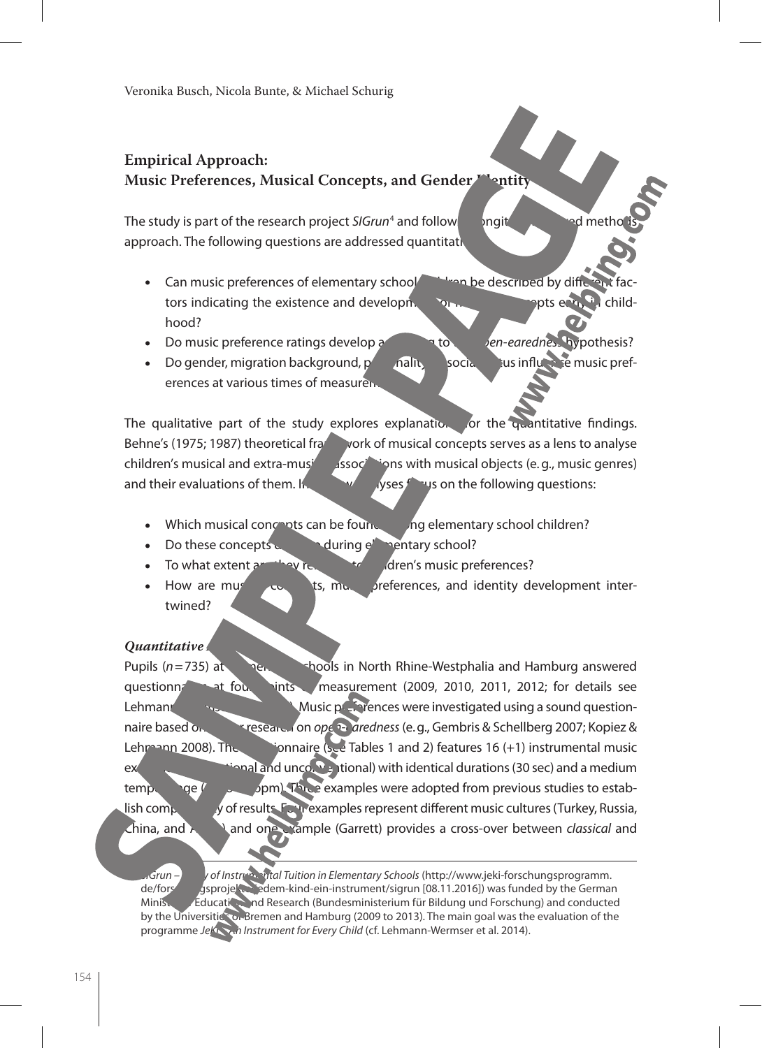## Empirical Approach: Music Preferences, Musical Concepts, and Gender Identity

The study is part of the research project *SIGrun*[4] and follows a longitudinal mixed methods approach. The following questions are addressed quantitatively:

- Can music preferences of elementary school children be described by different factors indicating the existence and development of musical concepts early in childhood?
- Do music preference ratings develop according to the *open-earedness* hypothesis?
- Do gender, migration background, personality, or social status influence music preferences at various times of measurement?

The qualitative part of the study explores explanations for the quantitative findings. Behne's (1975; 1987) theoretical framework of musical concepts serves as a lens to analyse children's musical and extra-musical associations with musical objects (e. g., music genres) and their evaluations of them. Interview analyses focus on the following questions:

- Which musical concepts can be found among elementary school children?
- Do these concepts change during elementary school?
- To what extent are they related to children's music preferences?
- How are musical concepts, music preferences, and identity development intertwined?

### *Quantitative Approach*

Pupils ($n = 735$) at elementary schools in North Rhine-Westphalia and Hamburg answered questionnaires at four points of measurement (2009, 2010, 2011, 2012; for details see Lehmann-Wermser et al. 2014). Music preferences were investigated using a sound questionnaire based on earlier research on *open-earedness* (e. g., Gembris & Schellberg 2007; Kopiez & Lehmann 2008). The questionnaire (see Tables 1 and 2) features 16 (+1) instrumental music examples (conventional and unconventional) with identical durations (30 sec) and a medium tempo range (… bpm). Three examples were adopted from previous studies to establish comparability of results. Four examples represent different music cultures (Turkey, Russia, China, and Africa) and one example (Garrett) provides a cross-over between *classical* and

---

[4] *SIGrun – Study of Instrumental Tuition in Elementary Schools* (http://www.jeki-forschungsprogramm.de/forschungsprojekte/jedem-kind-ein-instrument/sigrun [08.11.2016]) was funded by the German Ministry of Education and Research (Bundesministerium für Bildung und Forschung) and conducted by the Universities of Bremen and Hamburg (2009 to 2013). The main goal was the evaluation of the programme *JeKi – An Instrument for Every Child* (cf. Lehmann-Wermser et al. 2014).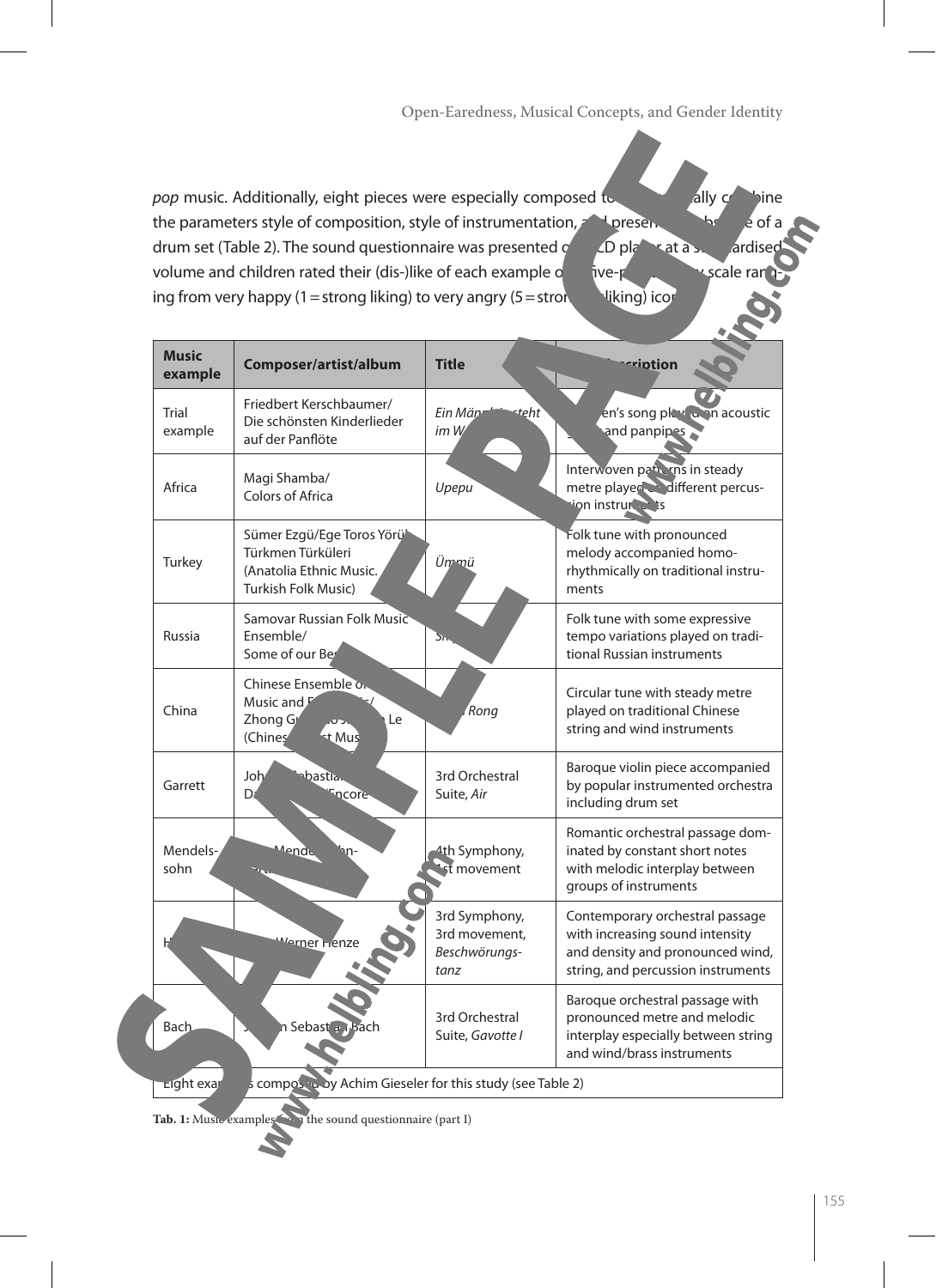*pop* music. Additionally, eight pieces were especially composed to ally combine the parameters style of composition, style of instrumentation, and presen bs e of a drum set (Table 2). The sound questionnaire was presented o CD pla r at a s ardised volume and children rated their (dis-)like of each example o ive-p scale ranging from very happy (1 = strong liking) to very angry (5 = stron liking) icon

| Music example | Composer/artist/album | Title | Description |
|---|---|---|---|
| Trial example | Friedbert Kerschbaumer/ Die schönsten Kinderlieder auf der Panflöte | *Ein Männ steht im W* | en's song pl n acoustic and panpipes |
| Africa | Magi Shamba/ Colors of Africa | *Upepu* | Interwoven pa rns in steady metre played different percussion instru ts |
| Turkey | Sümer Ezgü/Ege Toros Yörük Türkmen Türküleri (Anatolia Ethnic Music. Turkish Folk Music) | *Ümmü* | Folk tune with pronounced melody accompanied homorhythmically on traditional instruments |
| Russia | Samovar Russian Folk Music Ensemble/ Some of our Be | *Sh* | Folk tune with some expressive tempo variations played on traditional Russian instruments |
| China | Chinese Ensemble o Music and F Zhong G Le (Chines t Mus | *Rong* | Circular tune with steady metre played on traditional Chinese string and wind instruments |
| Garrett | Joh bastia D Encore | 3rd Orchestral Suite, *Air* | Baroque violin piece accompanied by popular instrumented orchestra including drum set |
| Mendelssohn | Mende hn- | 4th Symphony, 1st movement | Romantic orchestral passage dominated by constant short notes with melodic interplay between groups of instruments |
| H | Werner Henze | 3rd Symphony, 3rd movement, *Beschwörungstanz* | Contemporary orchestral passage with increasing sound intensity and density and pronounced wind, string, and percussion instruments |
| Bach | n Sebast Bach | 3rd Orchestral Suite, *Gavotte I* | Baroque orchestral passage with pronounced metre and melodic interplay especially between string and wind/brass instruments |
| Eight exa s compo by Achim Gieseler for this study (see Table 2) | | | |

**Tab. 1:** Music examples the sound questionnaire (part I)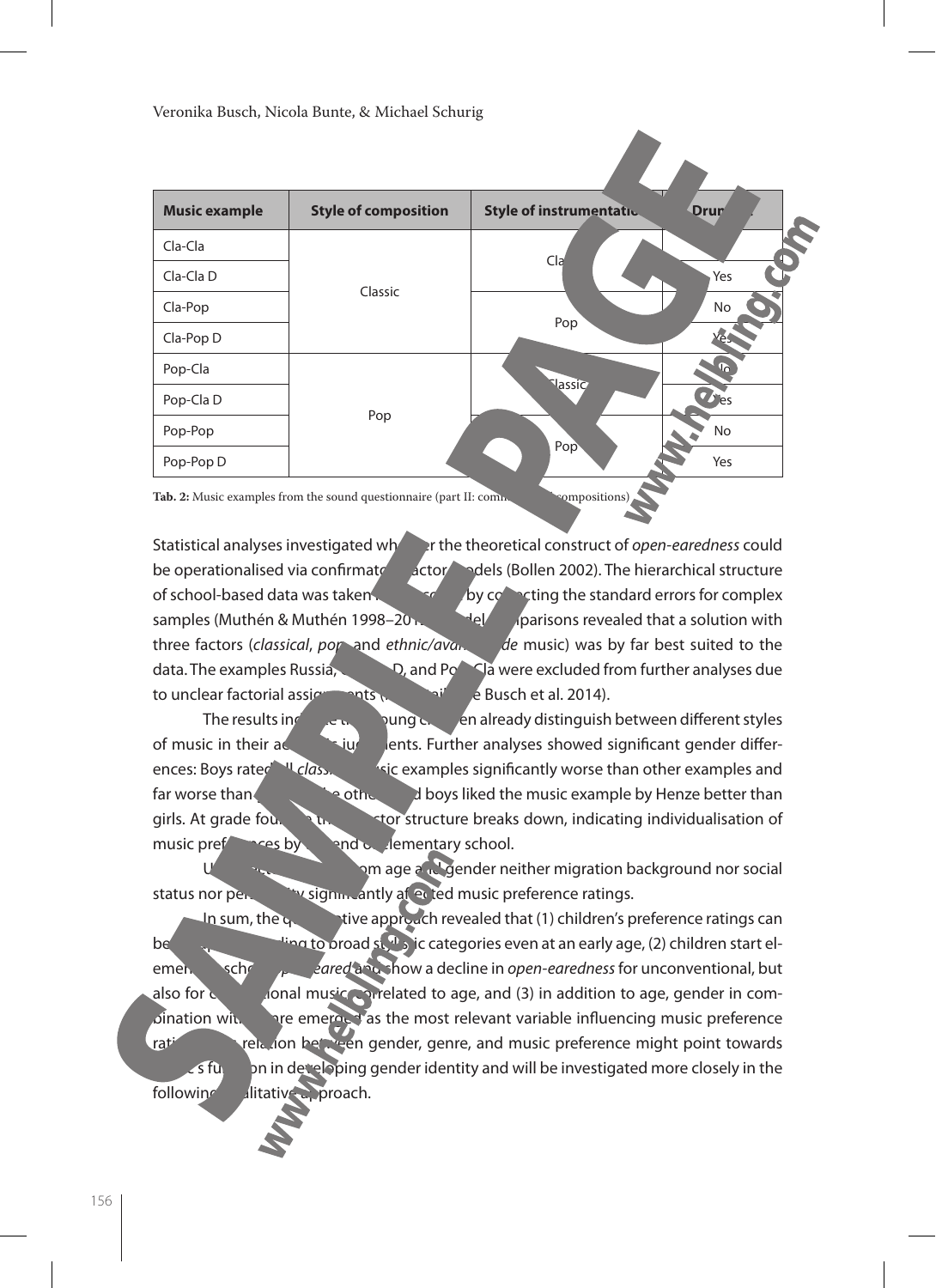| Music example | Style of composition | Style of instrumentation | Drums |
|---|---|---|---|
| Cla-Cla | Classic | Classic | No |
| Cla-Cla D | | | Yes |
| Cla-Pop | | Pop | No |
| Cla-Pop D | | | Yes |
| Pop-Cla | Pop | Classic | No |
| Pop-Cla D | | | Yes |
| Pop-Pop | | Pop | No |
| Pop-Pop D | | | Yes |

**Tab. 2:** Music examples from the sound questionnaire (part II: commissioned compositions)

Statistical analyses investigated whether the theoretical construct of *open-earedness* could be operationalised via confirmatory factor models (Bollen 2002). The hierarchical structure of school-based data was taken into account by correcting the standard errors for complex samples (Muthén & Muthén 1998–2012). Model comparisons revealed that a solution with three factors (*classical*, *pop* and *ethnic/avant-garde* music) was by far best suited to the data. The examples Russia, Cla-Pop D, and Pop-Cla were excluded from further analyses due to unclear factorial assignments (for details see Busch et al. 2014).

The results indicate that young children already distinguish between different styles of music in their aesthetic judgements. Further analyses showed significant gender differences: Boys rated all *classical* music examples significantly worse than other examples and far worse than girls. On the other hand boys liked the music example by Henze better than girls. At grade four, the three factor structure breaks down, indicating individualisation of music preferences by the end of elementary school.

Unexpectedly, apart from age and gender neither migration background nor social status nor personality significantly affected music preference ratings.

In sum, the quantitative approach revealed that (1) children's preference ratings can be grouped according to broad stylistic categories even at an early age, (2) children start elementary school *open-eared* and show a decline in *open-earedness* for unconventional, but also for conventional music correlated to age, and (3) in addition to age, gender in combination with genre emerged as the most relevant variable influencing music preference ratings. The relation between gender, genre, and music preference might point towards music's function in developing gender identity and will be investigated more closely in the following qualitative approach.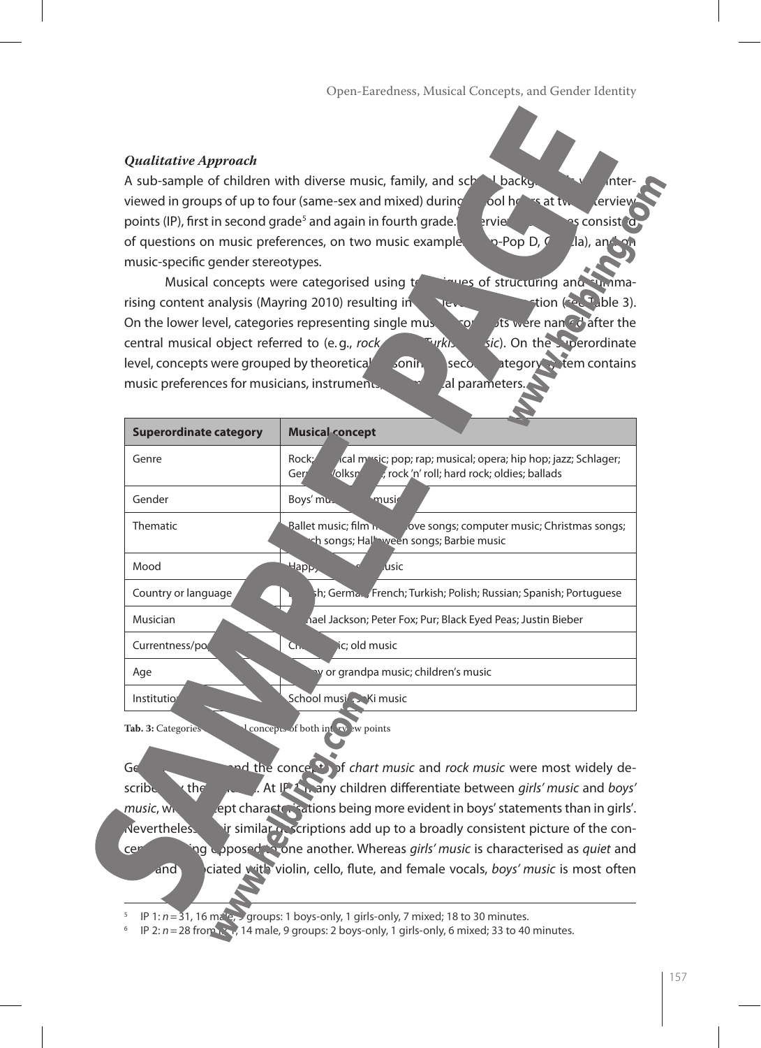### *Qualitative Approach*

A sub-sample of children with diverse music, family, and school backgrounds was interviewed in groups of up to four (same-sex and mixed) during school hours at two interview points (IP), first in second grade[5] and again in fourth grade.[6] Interview guides consisted of questions on music preferences, on two music examples (Hip-Pop D, Cavalla), and on music-specific gender stereotypes.

Musical concepts were categorised using techniques of structuring and summarising content analysis (Mayring 2010) resulting in a two-level construction (see Table 3). On the lower level, categories representing single musical concepts were named after the central musical object referred to (e.g., *rock music*, *Turkish music*). On the superordinate level, concepts were grouped by theoretical reasoning. A second category system contains music preferences for musicians, instruments, and musical parameters.

| Superordinate category | Musical concept |
|---|---|
| Genre | Rock; classical music; pop; rap; musical; opera; hip hop; jazz; Schlager; German Volksmusik; rock 'n' roll; hard rock; oldies; ballads |
| Gender | Boys' music; girls' music |
| Thematic | Ballet music; film music; love songs; computer music; Christmas songs; church songs; Halloween songs; Barbie music |
| Mood | Happy music; sad music |
| Country or language | English; German; French; Turkish; Polish; Russian; Spanish; Portuguese |
| Musician | Michael Jackson; Peter Fox; Pur; Black Eyed Peas; Justin Bieber |
| Currentness/popularity | Chart music; old music |
| Age | Granny or grandpa music; children's music |
| Institution | School music; KiTa music |

**Tab. 3:** Categories of musical concepts of both interview points

Gendered music and the concepts of *chart music* and *rock music* were most widely described by the children. At IP 1 many children differentiate between *girls' music* and *boys' music*, with concept characterisations being more evident in boys' statements than in girls'. Nevertheless, their similar descriptions add up to a broadly consistent picture of the concepts being opposed to one another. Whereas *girls' music* is characterised as *quiet* and *slow* and associated with violin, cello, flute, and female vocals, *boys' music* is most often

[5] IP 1: $n = 31$, 16 male, 9 groups: 1 boys-only, 1 girls-only, 7 mixed; 18 to 30 minutes.

[6] IP 2: $n = 28$ from IP 1, 14 male, 9 groups: 2 boys-only, 1 girls-only, 6 mixed; 33 to 40 minutes.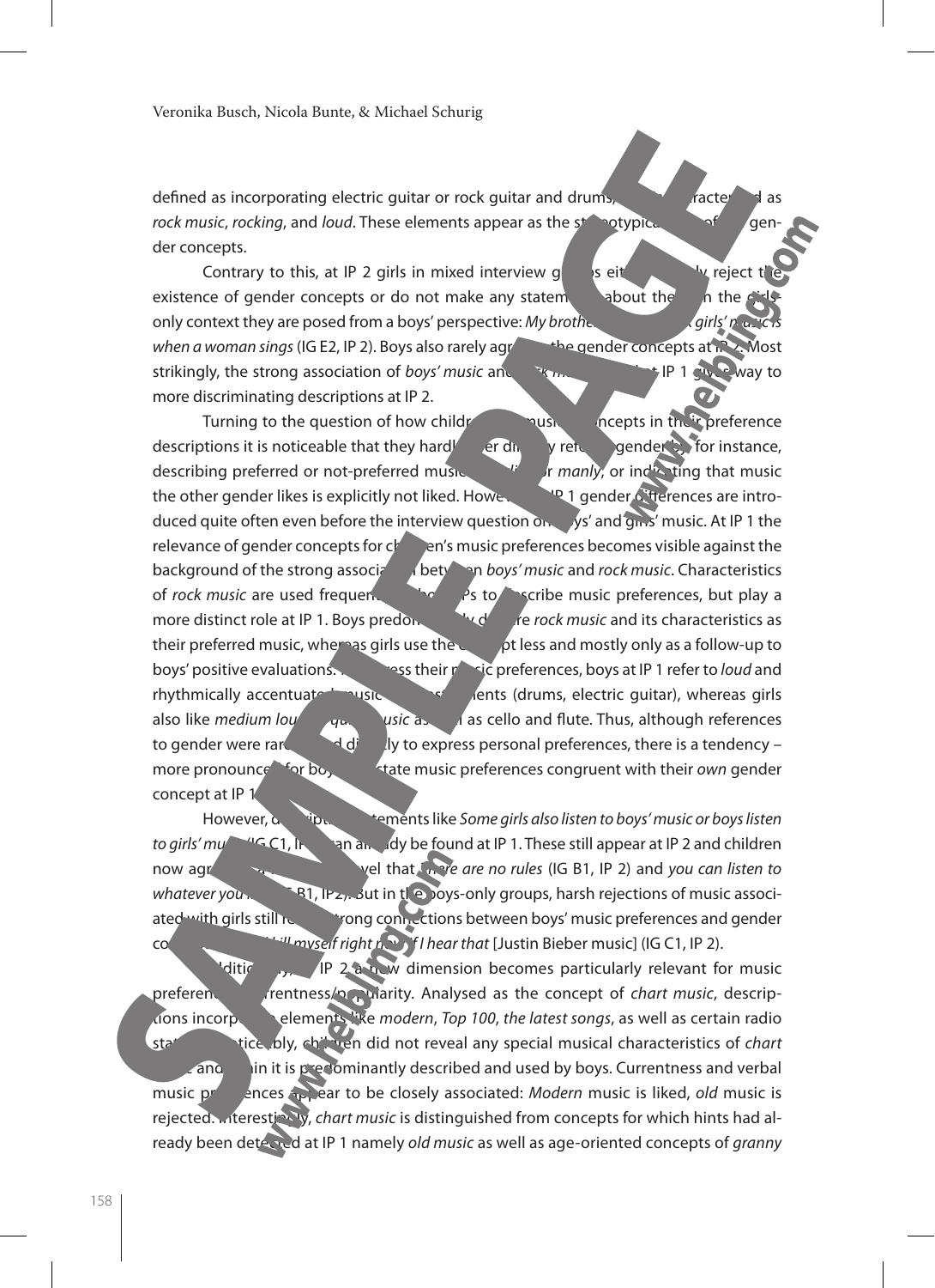defined as incorporating electric guitar or rock guitar and drums, and are characterized as *rock music*, *rocking*, and *loud*. These elements appear as the stereotypical core of boys' gender concepts.

Contrary to this, at IP 2 girls in mixed interview groups either explicitly reject the existence of gender concepts or do not make any statements about them. In the girls-only context they are posed from a boys' perspective: *My brother says that girls' music is when a woman sings* (IG E2, IP 2). Boys also rarely agree to the gender concepts at IP 2. Most strikingly, the strong association of *boys' music* and *rock music* found at IP 1 gives way to more discriminating descriptions at IP 2.

Turning to the question of how children use music concepts in their preference descriptions it is noticeable that they hardly ever directly refer to gender by, for instance, describing preferred or not-preferred music as *girlish* or *manly*, or indicating that music the other gender likes is explicitly not liked. However, at IP 1 gender differences are introduced quite often even before the interview question on boys' and girls' music. At IP 1 the relevance of gender concepts for children's music preferences becomes visible against the background of the strong association between *boys' music* and *rock music*. Characteristics of *rock music* are used frequently at both IPs to describe music preferences, but play a more distinct role at IP 1. Boys predominantly declare *rock music* and its characteristics as their preferred music, whereas girls use the concept less and mostly only as a follow-up to boys' positive evaluations. To express their music preferences, boys at IP 1 refer to *loud* and rhythmically accentuated music and instruments (drums, electric guitar), whereas girls also like *medium loud* or *quiet music* as well as cello and flute. Thus, although references to gender were rarely used directly to express personal preferences, there is a tendency – more pronounced for boys – to state music preferences congruent with their *own* gender concept at IP 1.

However, descriptive statements like *Some girls also listen to boys' music or boys listen to girls' music* (IG C1, IP 1) can already be found at IP 1. These still appear at IP 2 and children now agree on a general level that *there are no rules* (IG B1, IP 2) and *you can listen to whatever you like* (IG B1, IP 2). But in the boys-only groups, harsh rejections of music associated with girls still reveal strong connections between boys' music preferences and gender concepts: *I kill myself right now if I hear that* [Justin Bieber music] (IG C1, IP 2).

Additionally, at IP 2 a new dimension becomes particularly relevant for music preferences: currentness/popularity. Analysed as the concept of *chart music*, descriptions incorporate elements like *modern*, *Top 100*, *the latest songs*, as well as certain radio stations. Noticeably, children did not reveal any special musical characteristics of *chart music* and again it is predominantly described and used by boys. Currentness and verbal music preferences appear to be closely associated: *Modern* music is liked, *old* music is rejected. Interestingly, *chart music* is distinguished from concepts for which hints had already been detected at IP 1 namely *old music* as well as age-oriented concepts of *granny*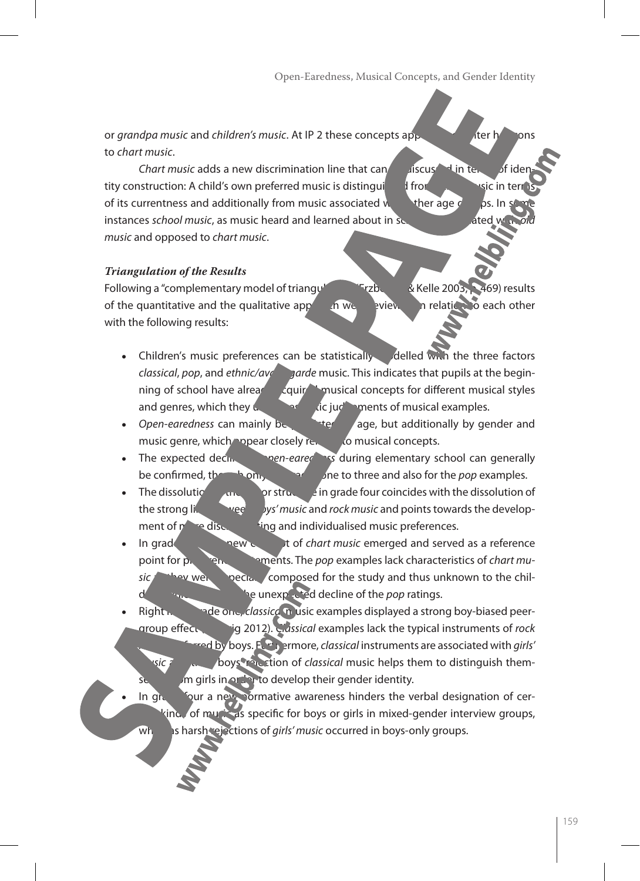or *grandpa music* and *children's music*. At IP 2 these concepts appear to alter horizons to *chart music*.

*Chart music* adds a new discrimination line that can be discussed in terms of identity construction: A child's own preferred music is distinguished from other music in terms of its currentness and additionally from music associated with other age groups. In some instances *school music*, as music heard and learned about in school, is associated with *old music* and opposed to *chart music*.

***Triangulation of the Results***

Following a "complementary model of triangulation" (Erzberger & Kelle 2003, p. 469) results of the quantitative and the qualitative approach were reviewed in relation to each other with the following results:

- Children's music preferences can be statistically modelled with the three factors *classical*, *pop*, and *ethnic/avant-garde* music. This indicates that pupils at the beginning of school have already acquired musical concepts for different musical styles and genres, which they use for aesthetic judgements of musical examples.
- *Open-earedness* can mainly be predicted by age, but additionally by gender and music genre, which appear closely related to musical concepts.
- The expected decline of *open-earedness* during elementary school can generally be confirmed, though only for grades one to three and also for the *pop* examples.
- The dissolution of the factor structure in grade four coincides with the dissolution of the strong link between *boys' music* and *rock music* and points towards the development of more discriminating and individualised music preferences.
- In grade four a new concept of *chart music* emerged and served as a reference point for preference statements. The *pop* examples lack characteristics of *chart music* as they were specially composed for the study and thus unknown to the children, which explains the unexpected decline of the *pop* ratings.
- Right from grade one, *classical* music examples displayed a strong boy-biased peer-group effect (…ig 2012). *Classical* examples lack the typical instruments of *rock music* preferred by boys. Furthermore, *classical* instruments are associated with *girls' music* and the boys' rejection of *classical* music helps them to distinguish themselves from girls in order to develop their gender identity.
- In grade four a new normative awareness hinders the verbal designation of certain kinds of music as specific for boys or girls in mixed-gender interview groups, whereas harsh rejections of *girls' music* occurred in boys-only groups.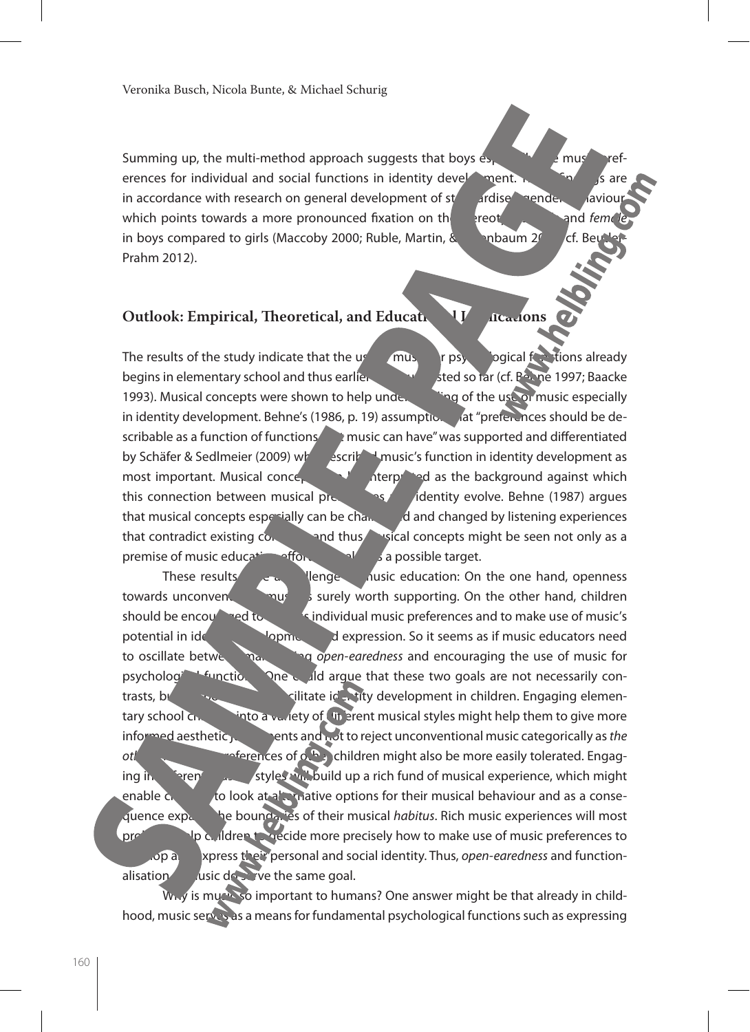Summing up, the multi-method approach suggests that boys especially use music preferences for individual and social functions in identity development. These findings are in accordance with research on general development of standardised gender behaviour, which points towards a more pronounced fixation on the stereotypes *male* and *female* in boys compared to girls (Maccoby 2000; Ruble, Martin, & Berenbaum 2006; cf. Beutler-Prahm 2012).

## Outlook: Empirical, Theoretical, and Educational Implications

The results of the study indicate that the use of music for psychological functions already begins in elementary school and thus earlier than suggested so far (cf. Behne 1997; Baacke 1993). Musical concepts were shown to help understanding of the use of music especially in identity development. Behne's (1986, p. 19) assumption that "preferences should be describable as a function of functions that music can have" was supported and differentiated by Schäfer & Sedlmeier (2009) who described music's function in identity development as most important. Musical concepts can be interpreted as the background against which this connection between musical preferences and identity evolve. Behne (1987) argues that musical concepts especially can be challenged and changed by listening experiences that contradict existing concepts and thus musical concepts might be seen not only as a premise of music education efforts but also as a possible target.

These results are a challenge for music education: On the one hand, openness towards unconventional music is surely worth supporting. On the other hand, children should be encouraged to develop individual music preferences and to make use of music's potential in identity development and expression. So it seems as if music educators need to oscillate between maintaining *open-earedness* and encouraging the use of music for psychological functions. One could argue that these two goals are not necessarily contrasts, but together facilitate identity development in children. Engaging elementary school children into a variety of different musical styles might help them to give more informed aesthetic judgements and not to reject unconventional music categorically as *the other*. Music preferences of other children might also be more easily tolerated. Engaging in different musical styles will build up a rich fund of musical experience, which might enable children to look at alternative options for their musical behaviour and as a consequence expand the boundaries of their musical *habitus*. Rich music experiences will most probably help children to decide more precisely how to make use of music preferences to develop and express their personal and social identity. Thus, *open-earedness* and functionalisation of music do serve the same goal.

Why is music so important to humans? One answer might be that already in childhood, music serves as a means for fundamental psychological functions such as expressing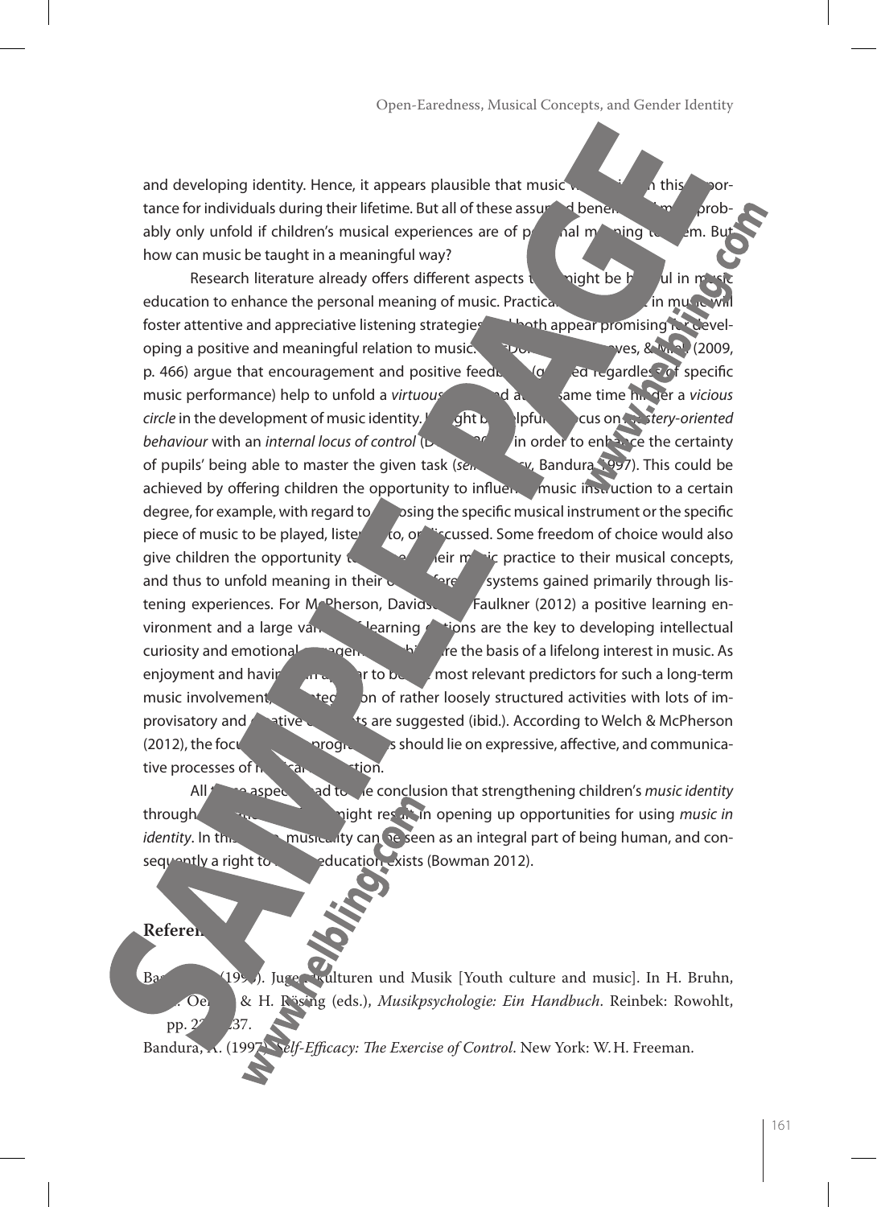and developing identity. Hence, it appears plausible that music w[...]n this [...]portance for individuals during their lifetime. But all of these assu[...]d bene[...] prob­ably only unfold if children's musical experiences are of p[...]al m[...]ning t[...]em. But how can music be taught in a meaningful way?

Research literature already offers different aspects t[...]ight be h[...]ul in music education to enhance the personal meaning of music. Practica[...] in music will foster attentive and appreciative listening strategies [...] both appear promising for devel­oping a positive and meaningful relation to music. [...]ves, & M[...] (2009, p. 466) argue that encouragement and positive feedb[...] (g[...]ed regardless of specific music performance) help to unfold a *virtuous* [...]d at [...] same time hi[...]der a *vicious circle* in the development of music identity. I[...]ght b[...]lpful [...]cus on *m[...]stery-oriented behaviour* with an *internal locus of control* (D[...]a[...] in order to enhance the certainty of pupils' being able to master the given task (*sel*[...]y, Bandura 1997). This could be achieved by offering children the opportunity to influen[...] music instruction to a certain degree, for example, with regard to [...]osing the specific musical instrument or the specific piece of music to be played, liste[...]to, or discussed. Some freedom of choice would also give children the opportunity t[...]heir music practice to their musical concepts, and thus to unfold meaning in their o[...]fere[...] systems gained primarily through lis­tening experiences. For McPherson, Davids[...] Faulkner (2012) a positive learning en­vironment and a large va[...] learning [...]tions are the key to developing intellectual curiosity and emotional [...]gagem[...]hi[...]re the basis of a lifelong interest in music. As enjoyment and havin[...] a[...]r to be[...] most relevant predictors for such a long-term music involvement, [...]te[...]on of rather loosely structured activities with lots of im­provisatory and [...]ative [...]ts are suggested (ibid.). According to Welch & McPherson (2012), the focu[...]progr[...]s should lie on expressive, affective, and communica­tive processes of m[...]ca[...]tion.

All t[...] aspec[...]ad to [...]e conclusion that strengthening children's *music identity* through [...]ight result in opening up opportunities for using *music in identity*. In th[...] musicality can be seen as an integral part of being human, and con­sequently a right to [...] education exists (Bowman 2012).

## Refere[...]

Ba[...] (199[...]). Jugendkulturen und Musik [Youth culture and music]. In H. Bruhn, [...] Oe[...] & H. Rösing (eds.), *Musikpsychologie: Ein Handbuch*. Reinbek: Rowohlt, pp. 2[...]37.

Bandura, A. (1997). *Self-Efficacy: The Exercise of Control*. New York: W. H. Freeman.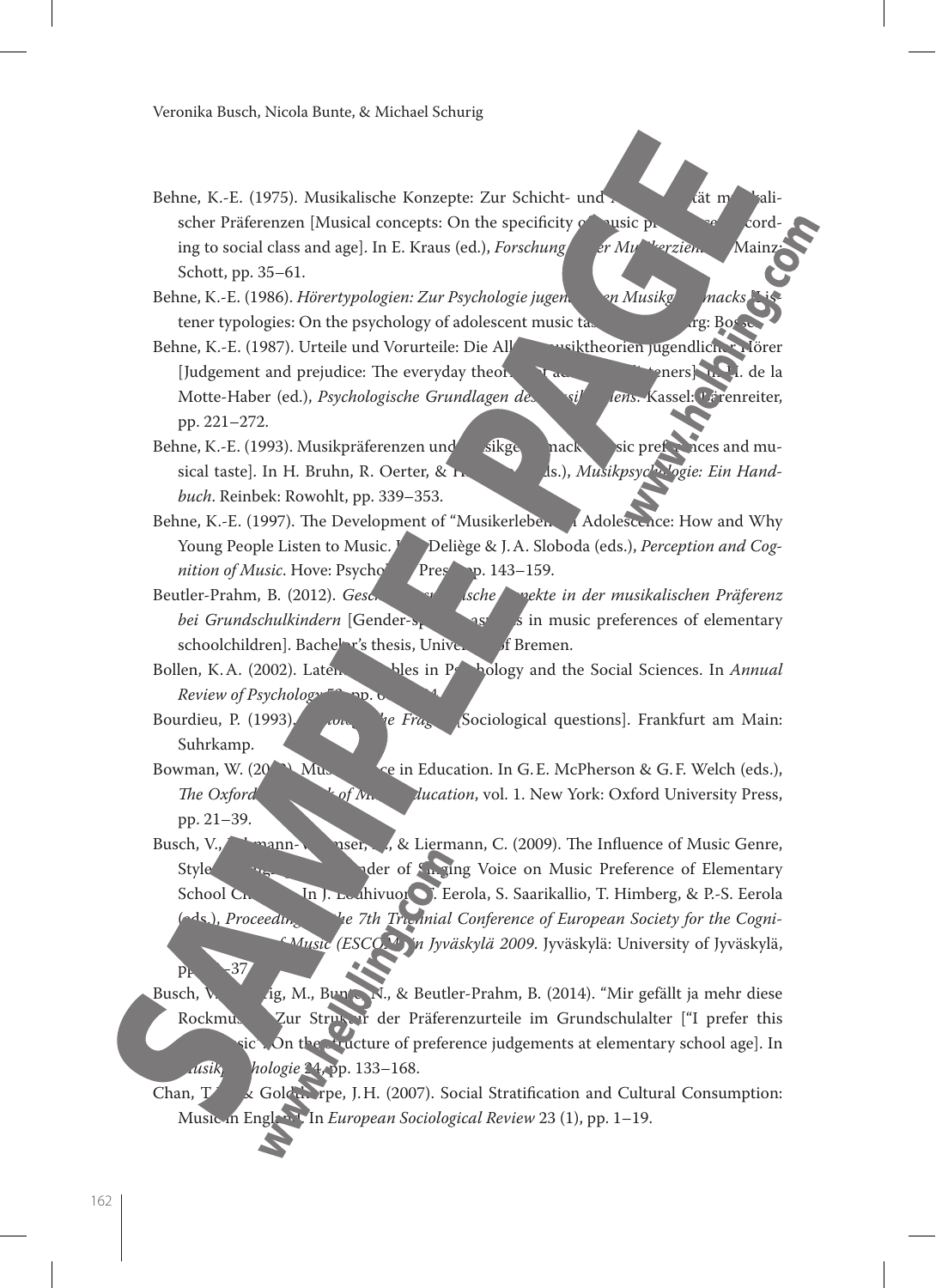Behne, K.-E. (1975). Musikalische Konzepte: Zur Schicht- und Altersspezifität musikalischer Präferenzen [Musical concepts: On the specificity of music preferences according to social class and age]. In E. Kraus (ed.), *Forschung in der Musikerziehung*. Mainz: Schott, pp. 35–61.

Behne, K.-E. (1986). *Hörertypologien: Zur Psychologie jugendlichen Musikgeschmacks* [Listener typologies: On the psychology of adolescent music taste]. Regensburg: Bosse.

Behne, K.-E. (1987). Urteile und Vorurteile: Die Alltagsmusiktheorien jugendlicher Hörer [Judgement and prejudice: The everyday theories of adolescent listeners]. In H. de la Motte-Haber (ed.), *Psychologische Grundlagen des Musiklernens*. Kassel: Bärenreiter, pp. 221–272.

Behne, K.-E. (1993). Musikpräferenzen und Musikgeschmack [Music preferences and musical taste]. In H. Bruhn, R. Oerter, & H. Rösing (eds.), *Musikpsychologie: Ein Handbuch*. Reinbek: Rowohlt, pp. 339–353.

Behne, K.-E. (1997). The Development of "Musikerleben" in Adolescence: How and Why Young People Listen to Music. In I. Deliège & J.A. Sloboda (eds.), *Perception and Cognition of Music*. Hove: Psychology Press, pp. 143–159.

Beutler-Prahm, B. (2012). *Geschlechtsspezifische Aspekte in der musikalischen Präferenz bei Grundschulkindern* [Gender-specific aspects in music preferences of elementary schoolchildren]. Bachelor's thesis, University of Bremen.

Bollen, K.A. (2002). Latent Variables in Psychology and the Social Sciences. In *Annual Review of Psychology* 53, pp. 605–634.

Bourdieu, P. (1993). *Soziologische Fragen* [Sociological questions]. Frankfurt am Main: Suhrkamp.

Bowman, W. (2012). Music's Place in Education. In G.E. McPherson & G.F. Welch (eds.), *The Oxford Handbook of Music Education*, vol. 1. New York: Oxford University Press, pp. 21–39.

Busch, V., Schlemann-Wiesener, K., & Liermann, C. (2009). The Influence of Music Genre, Style, Timing, and Gender of Singing Voice on Music Preference of Elementary School Children. In J. Louhivuori, T. Eerola, S. Saarikallio, T. Himberg, & P.-S. Eerola (eds.), *Proceedings of the 7th Triennial Conference of European Society for the Cognitive Sciences of Music (ESCOM) in Jyväskylä 2009*. Jyväskylä: University of Jyväskylä, pp. 32–37.

Busch, V., Schurig, M., Bunte, N., & Beutler-Prahm, B. (2014). "Mir gefällt ja mehr diese Rockmusik": Zur Struktur der Präferenzurteile im Grundschulalter ["I prefer this rock music": On the structure of preference judgements at elementary school age]. In *Musikpsychologie* 24, pp. 133–168.

Chan, T.W., & Goldthorpe, J.H. (2007). Social Stratification and Cultural Consumption: Music in England. In *European Sociological Review* 23 (1), pp. 1–19.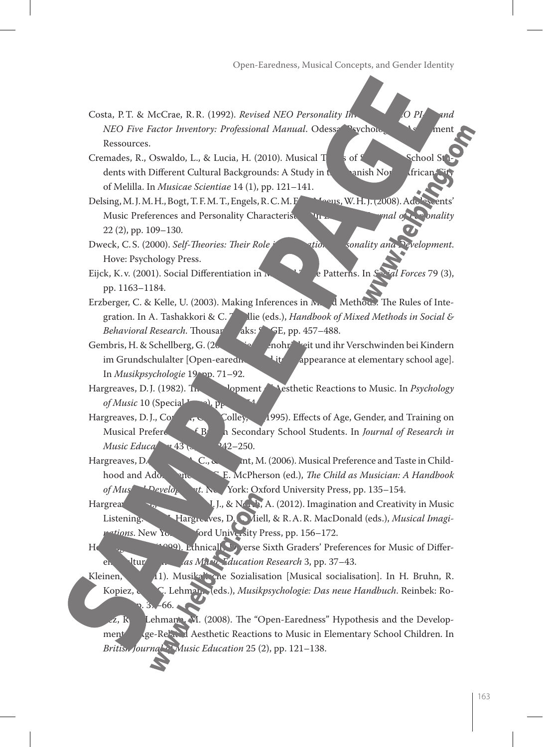Costa, P.T. & McCrae, R.R. (1992). *Revised NEO Personality Inventory (NEO PI-R) and NEO Five Factor Inventory: Professional Manual*. Odessa: Psychological Assessment Ressources.

Cremades, R., Oswaldo, L., & Lucia, H. (2010). Musical Tastes of Secondary School Students with Different Cultural Backgrounds: A Study in the Spanish North African City of Melilla. In *Musicae Scientiae* 14 (1), pp. 121–141.

Delsing, M.J.M.H., Bogt, T.F.M.T., Engels, R.C.M.E., & Meeus, W.H.J. (2008). Adolescents' Music Preferences and Personality Characteristics. In *European Journal of Personality* 22 (2), pp. 109–130.

Dweck, C.S. (2000). *Self-Theories: Their Role in Motivation, Personality and Development*. Hove: Psychology Press.

Eijck, K.v. (2001). Social Differentiation in Musical Taste Patterns. In *Social Forces* 79 (3), pp. 1163–1184.

Erzberger, C. & Kelle, U. (2003). Making Inferences in Mixed Methods: The Rules of Integration. In A. Tashakkori & C. Teddlie (eds.), *Handbook of Mixed Methods in Social & Behavioral Research*. Thousand Oaks: SAGE, pp. 457–488.

Gembris, H. & Schellberg, G. (2007). Die Offenohrigkeit und ihr Verschwinden bei Kindern im Grundschulalter [Open-earedness and its disappearance at elementary school age]. In *Musikpsychologie* 19, pp. 71–92.

Hargreaves, D.J. (1982). The Development of Aesthetic Reactions to Music. In *Psychology of Music* 10 (Special Issue), pp. 51–54.

Hargreaves, D.J., Comber, C., & Colley, A. (1995). Effects of Age, Gender, and Training on Musical Preferences of British Secondary School Students. In *Journal of Research in Music Education* 43 (3), pp. 242–250.

Hargreaves, D.J., North, A.C., & Tarrant, M. (2006). Musical Preference and Taste in Childhood and Adolescence. In G.E. McPherson (ed.), *The Child as Musician: A Handbook of Musical Development*. New York: Oxford University Press, pp. 135–154.

Hargreaves, D.J., Hargreaves, J.J., & North, A. (2012). Imagination and Creativity in Music Listening. In D.J. Hargreaves, D.E. Miell, & R.A.R. MacDonald (eds.), *Musical Imaginations*. New York: Oxford University Press, pp. 156–172.

Hernandez, (1999). Ethnically Diverse Sixth Graders' Preferences for Music of Different Cultures. In *Texas Music Education Research* 3, pp. 37–43.

Kleinen, G. (2011). Musikalische Sozialisation [Musical socialisation]. In H. Bruhn, R. Kopiez, & A.C. Lehmann (eds.), *Musikpsychologie: Das neue Handbuch*. Reinbek: Rowohlt, pp. 37–66.

Kopiez, R. & Lehmann, M. (2008). The "Open-Earedness" Hypothesis and the Development of Age-Related Aesthetic Reactions to Music in Elementary School Children. In *British Journal of Music Education* 25 (2), pp. 121–138.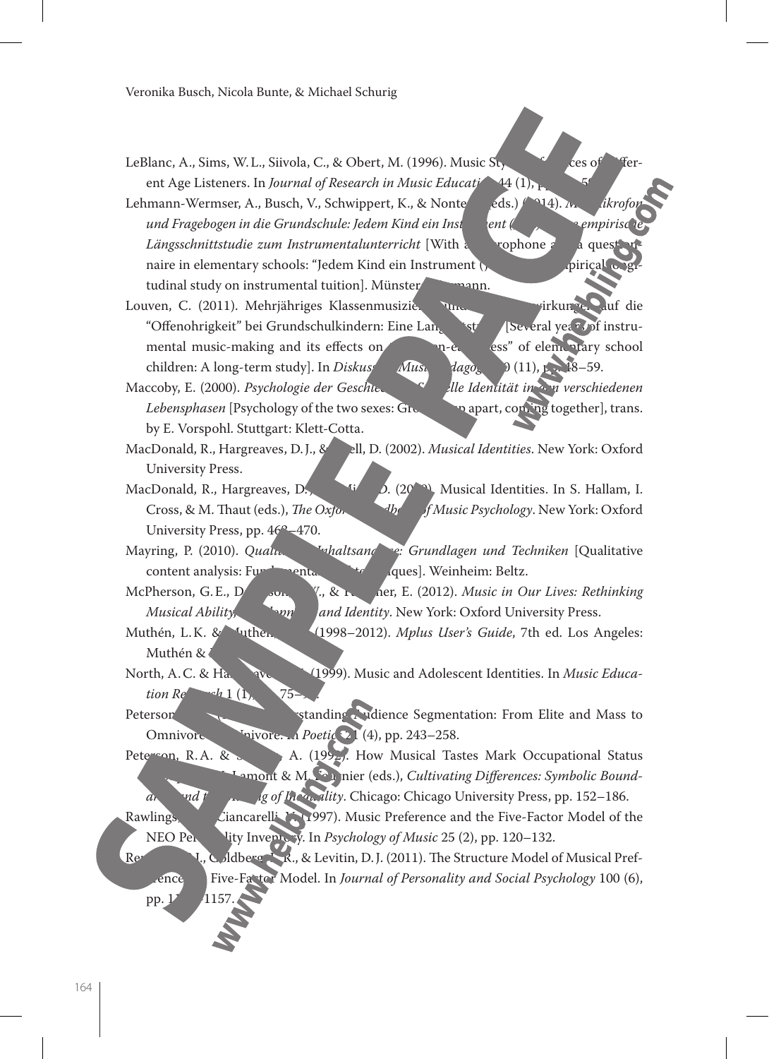LeBlanc, A., Sims, W.L., Siivola, C., & Obert, M. (1996). Music St... ces of Different Age Listeners. In *Journal of Research in Music Educati...* 44 (1), pp. ...5...

Lehmann-Wermser, A., Busch, V., Schwippert, K., & Nonte... (eds.) (2014). *M... ikrofon und Fragebogen in die Grundschule: Jedem Kind ein Inst... ent (...) ... empirische Längsschnittstudie zum Instrumentalunterricht* [With a ... rophone a... a questionnaire in elementary schools: "Jedem Kind ein Instrument (...) ... pirical longitudinal study on instrumental tuition]. Münster: ... mann.

Louven, C. (2011). Mehrjähriges Klassenmusizie... ... wirkungen auf die "Offenohrigkeit" bei Grundschulkindern: Eine Lang... st... [Several years of instrumental music-making and its effects on ... n-e... ess" of elementary school children: A long-term study]. In *Diskuss... Musi... dagog...* ...0 (11), pp. 48–59.

Maccoby, E. (2000). *Psychologie der Geschle... ... elle Identität in den verschiedenen Lebensphasen* [Psychology of the two sexes: Gro... p apart, coming together], trans. by E. Vorspohl. Stuttgart: Klett-Cotta.

MacDonald, R., Hargreaves, D.J., & ... ell, D. (2002). *Musical Identities*. New York: Oxford University Press.

MacDonald, R., Hargreaves, D.... ...D. (20...). Musical Identities. In S. Hallam, I. Cross, & M. Thaut (eds.), *The Oxfor... ... dbo... of Music Psychology*. New York: Oxford University Press, pp. 46...–470.

Mayring, P. (2010). *Qualit... ... Inhaltsan... e: Grundlagen und Techniken* [Qualitative content analysis: Fu... enta... ... te... iques]. Weinheim: Beltz.

McPherson, G.E., D... son, ...., & ... ner, E. (2012). *Music in Our Lives: Rethinking Musical Ability, ... lopm... and Identity*. New York: Oxford University Press.

Muthén, L.K. & ... uthén, ... (1998–2012). *Mplus User's Guide*, 7th ed. Los Angeles: Muthén & ...

North, A.C. & Ha... ... ave... (1999). Music and Adolescent Identities. In *Music Education Re... ch* 1 (1), ... 75–...

Peterson... ... standing ... udience Segmentation: From Elite and Mass to Omnivore ... nivore. In *Poetic...* 21 (4), pp. 243–258.

Peterson, R.A. & ... A. (1992). How Musical Tastes Mark Occupational Status ... Lamont & M. ... nier (eds.), *Cultivating Differences: Symbolic Bound-ar... nd t... ... g of Inequality*. Chicago: Chicago University Press, pp. 152–186.

Rawlings, ... Ciancarelli, ... (1997). Music Preference and the Five-Factor Model of the NEO Per... lity Inventory. In *Psychology of Music* 25 (2), pp. 120–132.

Re... J., Goldberg, L.R., & Levitin, D.J. (2011). The Structure Model of Musical Preference... Five-Factor Model. In *Journal of Personality and Social Psychology* 100 (6), pp. 1...–1157.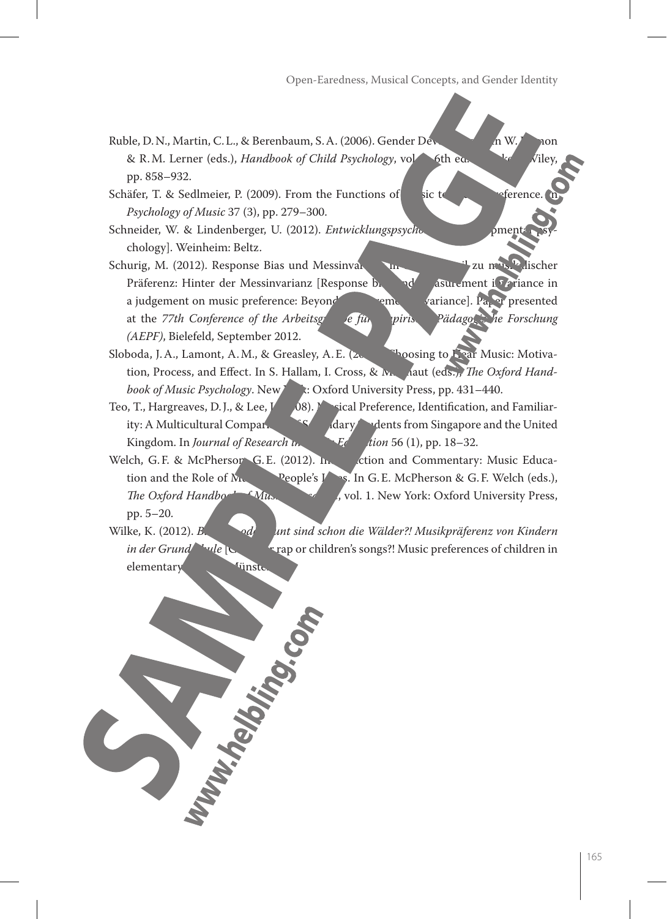Ruble, D.N., Martin, C.L., & Berenbaum, S.A. (2006). Gender Dev... In W. ...non & R.M. Lerner (eds.), *Handbook of Child Psychology*, vol. ... 6th ed. ... Wiley, pp. 858–932.

Schäfer, T. & Sedlmeier, P. (2009). From the Functions of ... sic to ... Preference. In *Psychology of Music* 37 (3), pp. 279–300.

Schneider, W. & Lindenberger, U. (2012). *Entwicklungspsycho...* ...pment... psychology]. Weinheim: Beltz.

Schurig, M. (2012). Response Bias und Messinvar... im ... ...il zu musikalischer Präferenz: Hinter der Messinvarianz [Response bi... and ...asurement invariance in a judgement on music preference: Beyond ...eme... variance]. Paper presented at the *77th Conference of the Arbeitsg...pe für ...piris... Pädagogische Forschung (AEPF)*, Bielefeld, September 2012.

Sloboda, J.A., Lamont, A.M., & Greasley, A.E. (20...). Choosing to Hear Music: Motivation, Process, and Effect. In S. Hallam, I. Cross, & M. ...haut (eds.), *The Oxford Handbook of Music Psychology*. New ...: Oxford University Press, pp. 431–440.

Teo, T., Hargreaves, D.J., & Lee, J. ...08). ...sical Preference, Identification, and Familiarity: A Multicultural Compar... S...dary ...udents from Singapore and the United Kingdom. In *Journal of Research in ... Education* 56 (1), pp. 18–32.

Welch, G.F. & McPherson, G.E. (2012). In...ction and Commentary: Music Education and the Role of M... People's L...s. In G.E. McPherson & G.F. Welch (eds.), *The Oxford Handbo... of Mus...*, vol. 1. New York: Oxford University Press, pp. 5–20.

Wilke, K. (2012). *B... oder ...unt sind schon die Wälder?! Musikpräferenz von Kindern in der Grund...ule* [G... rap or children's songs?! Music preferences of children in elementary ... Münster.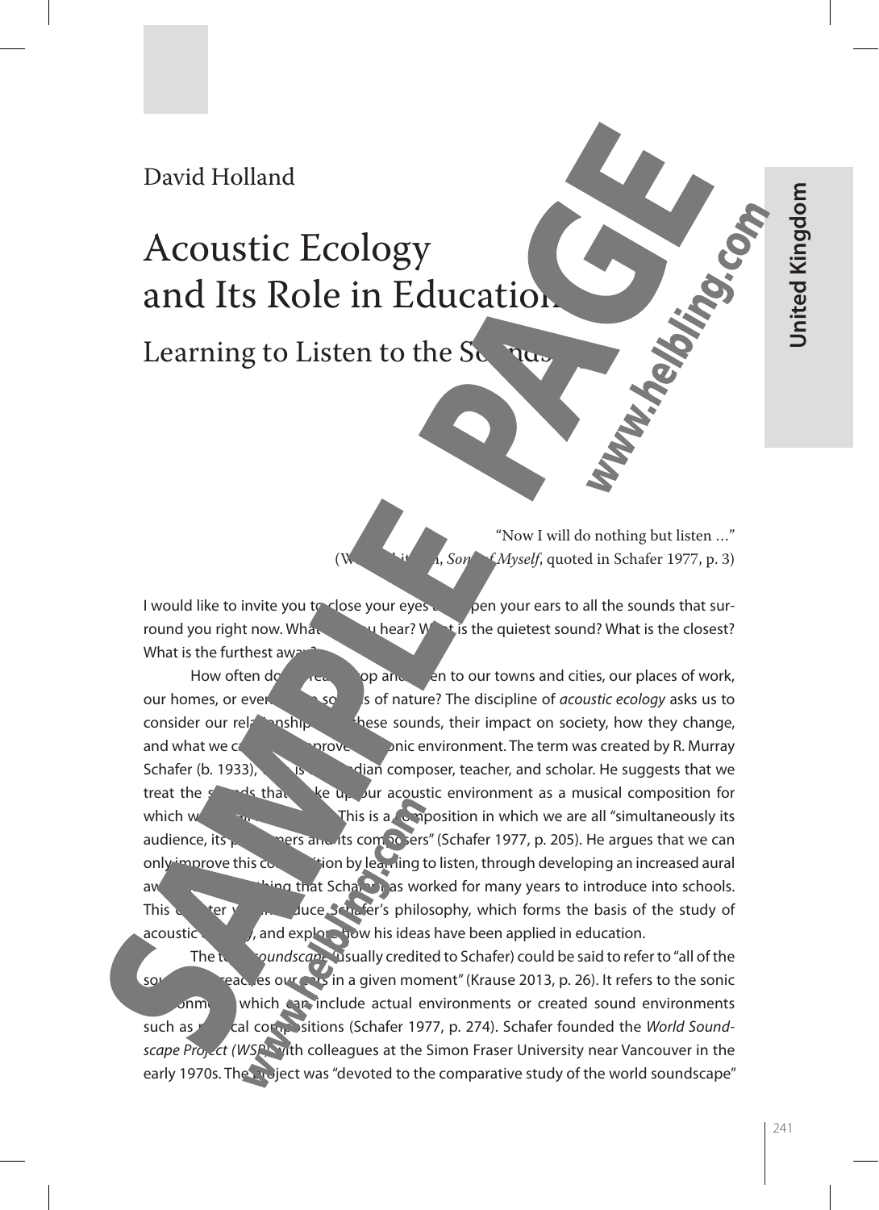David Holland

# Acoustic Ecology and Its Role in Education

## Learning to Listen to the Sounds

"Now I will do nothing but listen …"
(Walt Whitman, *Song of Myself*, quoted in Schafer 1977, p. 3)

I would like to invite you to close your eyes and open your ears to all the sounds that surround you right now. What can you hear? What is the quietest sound? What is the closest? What is the furthest away?

How often do we really stop and listen to our towns and cities, our places of work, our homes, or even the sounds of nature? The discipline of *acoustic ecology* asks us to consider our relationship with these sounds, their impact on society, how they change, and what we can do to improve the sonic environment. The term was created by R. Murray Schafer (b. 1933), who is a Canadian composer, teacher, and scholar. He suggests that we treat the sounds that make up our acoustic environment as a musical composition for which we are all responsible. This is a composition in which we are all "simultaneously its audience, its performers and its composers" (Schafer 1977, p. 205). He argues that we can only improve this composition by learning to listen, through developing an increased aural awareness, something that Schafer has worked for many years to introduce into schools. This chapter will introduce Schafer's philosophy, which forms the basis of the study of acoustic ecology, and explore how his ideas have been applied in education.

The term *soundscape* (usually credited to Schafer) could be said to refer to "all of the sound that reaches our ears in a given moment" (Krause 2013, p. 26). It refers to the sonic environment, which can include actual environments or created sound environments such as musical compositions (Schafer 1977, p. 274). Schafer founded the *World Soundscape Project (WSP)* with colleagues at the Simon Fraser University near Vancouver in the early 1970s. The project was "devoted to the comparative study of the world soundscape"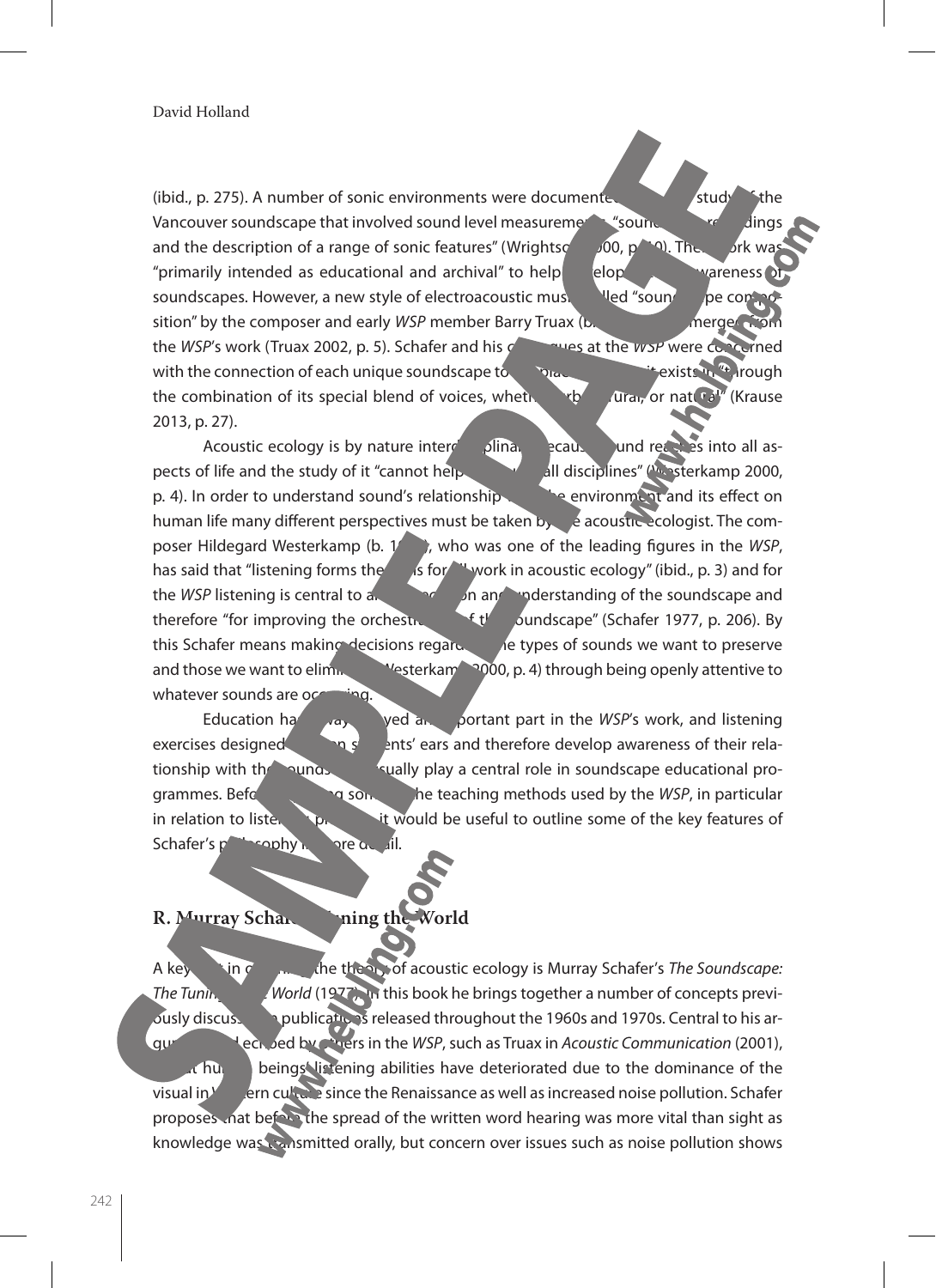(ibid., p. 275). A number of sonic environments were documented, including a study of the Vancouver soundscape that involved sound level measurements, "sound recordings and the description of a range of sonic features" (Wrightson 2000, p. 10). The work was "primarily intended as educational and archival" to help develop public awareness of soundscapes. However, a new style of electroacoustic music called "soundscape composition" by the composer and early *WSP* member Barry Truax (b. 1947) emerged from the *WSP*'s work (Truax 2002, p. 5). Schafer and his colleagues at the *WSP* were concerned with the connection of each unique soundscape to the place in which it exists "through the combination of its special blend of voices, whether urban, rural, or natural" (Krause 2013, p. 27).

Acoustic ecology is by nature interdisciplinary because sound reaches into all aspects of life and the study of it "cannot help but cross all disciplines" (Westerkamp 2000, p. 4). In order to understand sound's relationship to the environment and its effect on human life many different perspectives must be taken by the acoustic ecologist. The composer Hildegard Westerkamp (b. 1946), who was one of the leading figures in the *WSP*, has said that "listening forms the basis for all work in acoustic ecology" (ibid., p. 3) and for the *WSP* listening is central to an appreciation and understanding of the soundscape and therefore "for improving the orchestration of the soundscape" (Schafer 1977, p. 206). By this Schafer means making decisions regarding the types of sounds we want to preserve and those we want to eliminate (Westerkamp 2000, p. 4) through being openly attentive to whatever sounds are occurring.

Education has always played an important part in the *WSP*'s work, and listening exercises designed to open students' ears and therefore develop awareness of their relationship with the soundscape usually play a central role in soundscape educational programmes. Before discussing some of the teaching methods used by the *WSP*, in particular in relation to listening practice, it would be useful to outline some of the key features of Schafer's philosophy in more detail.

## R. Murray Schafer: Tuning the World

A key text in developing the theory of acoustic ecology is Murray Schafer's *The Soundscape: The Tuning of the World* (1977). In this book he brings together a number of concepts previously discussed in publications released throughout the 1960s and 1970s. Central to his argument, and echoed by others in the *WSP*, such as Truax in *Acoustic Communication* (2001), is that human beings' listening abilities have deteriorated due to the dominance of the visual in Western culture since the Renaissance as well as increased noise pollution. Schafer proposes that before the spread of the written word hearing was more vital than sight as knowledge was transmitted orally, but concern over issues such as noise pollution shows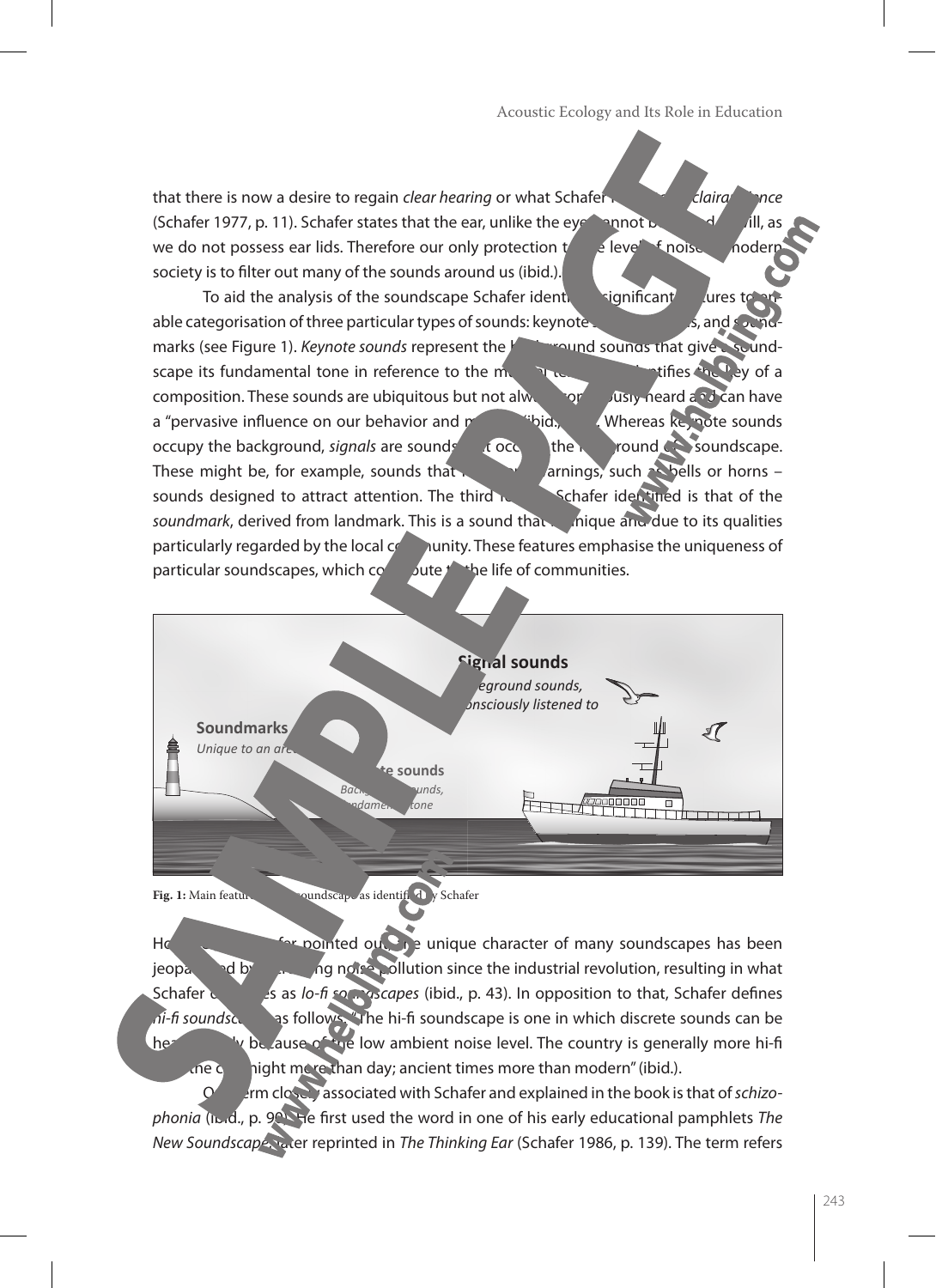that there is now a desire to regain *clear hearing* or what Schafer refers to as *clairaudience* (Schafer 1977, p. 11). Schafer states that the ear, unlike the eye, cannot be closed at will, as we do not possess ear lids. Therefore our only protection to the level of noise in modern society is to filter out many of the sounds around us (ibid.).

To aid the analysis of the soundscape Schafer identified significant features to enable categorisation of three particular types of sounds: keynote sounds, signals, and soundmarks (see Figure 1). *Keynote sounds* represent the background sounds that give the soundscape its fundamental tone in reference to the musical term that identifies the key of a composition. These sounds are ubiquitous but not always consciously heard and can have a "pervasive influence on our behavior and moods" (ibid., p. 9). Whereas keynote sounds occupy the background, *signals* are sounds that occur in the foreground of a soundscape. These might be, for example, sounds that represent warnings, such as bells or horns – sounds designed to attract attention. The third feature Schafer identified is that of the *soundmark*, derived from landmark. This is a sound that is unique and due to its qualities particularly regarded by the local community. These features emphasise the uniqueness of particular soundscapes, which contribute to the life of communities.

**Fig. 1:** Main features of a soundscape as identified by Schafer

However, as Schafer pointed out, the unique character of many soundscapes has been jeopardised by increasing noise pollution since the industrial revolution, resulting in what Schafer describes as *lo-fi soundscapes* (ibid., p. 43). In opposition to that, Schafer defines *hi-fi soundscapes* as follows: "The hi-fi soundscape is one in which discrete sounds can be heard clearly because of the low ambient noise level. The country is generally more hi-fi than the city; night more than day; ancient times more than modern" (ibid.).

One term closely associated with Schafer and explained in the book is that of *schizophonia* (ibid., p. 90). He first used the word in one of his early educational pamphlets *The New Soundscape*, later reprinted in *The Thinking Ear* (Schafer 1986, p. 139). The term refers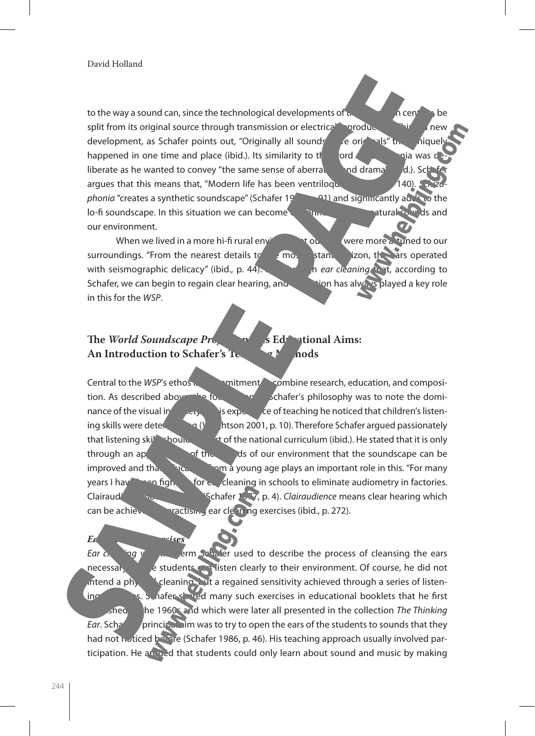to the way a sound can, since the technological developments of the twentieth century, be split from its original source through transmission or electrical reproduction. This is a new development, as Schafer points out, "Originally all sounds were originals" that uniquely happened in one time and place (ibid.). Its similarity to the word schizophrenia was deliberate as he wanted to convey "the same sense of aberration and drama" (ibid.). Schafer argues that this means that, "Modern life has been ventriloquized" (ibid., p. 140). *Schizophonia* "creates a synthetic soundscape" (Schafer 1977, p. 91) and significantly adds to the lo-fi soundscape. In this situation we can become disconnected from natural sounds and our environment.

When we lived in a more hi-fi rural environment our ears were more attuned to our surroundings. "From the nearest details to the most distant horizon, the ears operated with seismographic delicacy" (ibid., p. 44). It is through *ear cleaning* that, according to Schafer, we can begin to regain clear hearing, and education has always played a key role in this for the *WSP*.

## The *World Soundscape Project*'s Educational Aims: An Introduction to Schafer's Teaching Methods

Central to the *WSP*'s ethos is a commitment to combine research, education, and composition. As described above, the foundation of Schafer's philosophy was to note the dominance of the visual in society. In his experience of teaching he noticed that children's listening skills were deteriorating (Wrightson 2001, p. 10). Therefore Schafer argued passionately that listening skills should be part of the national curriculum (ibid.). He stated that it is only through an appreciation of the sounds of our environment that the soundscape can be improved and that education from a young age plays an important role in this. "For many years I have been fighting for ear cleaning in schools to eliminate audiometry in factories. Clairaudience not cures" (Schafer 1977, p. 4). *Clairaudience* means clear hearing which can be achieved by practising ear cleaning exercises (ibid., p. 272).

### *Ear Cleaning Exercises*

*Ear cleaning* was the term Schafer used to describe the process of cleansing the ears necessary so that students can listen clearly to their environment. Of course, he did not intend a physical cleaning but a regained sensitivity achieved through a series of listening exercises. Schafer shared many such exercises in educational booklets that he first published in the 1960s and which were later all presented in the collection *The Thinking Ear*. Schafer's principal aim was to try to open the ears of the students to sounds that they had not noticed before (Schafer 1986, p. 46). His teaching approach usually involved participation. He argued that students could only learn about sound and music by making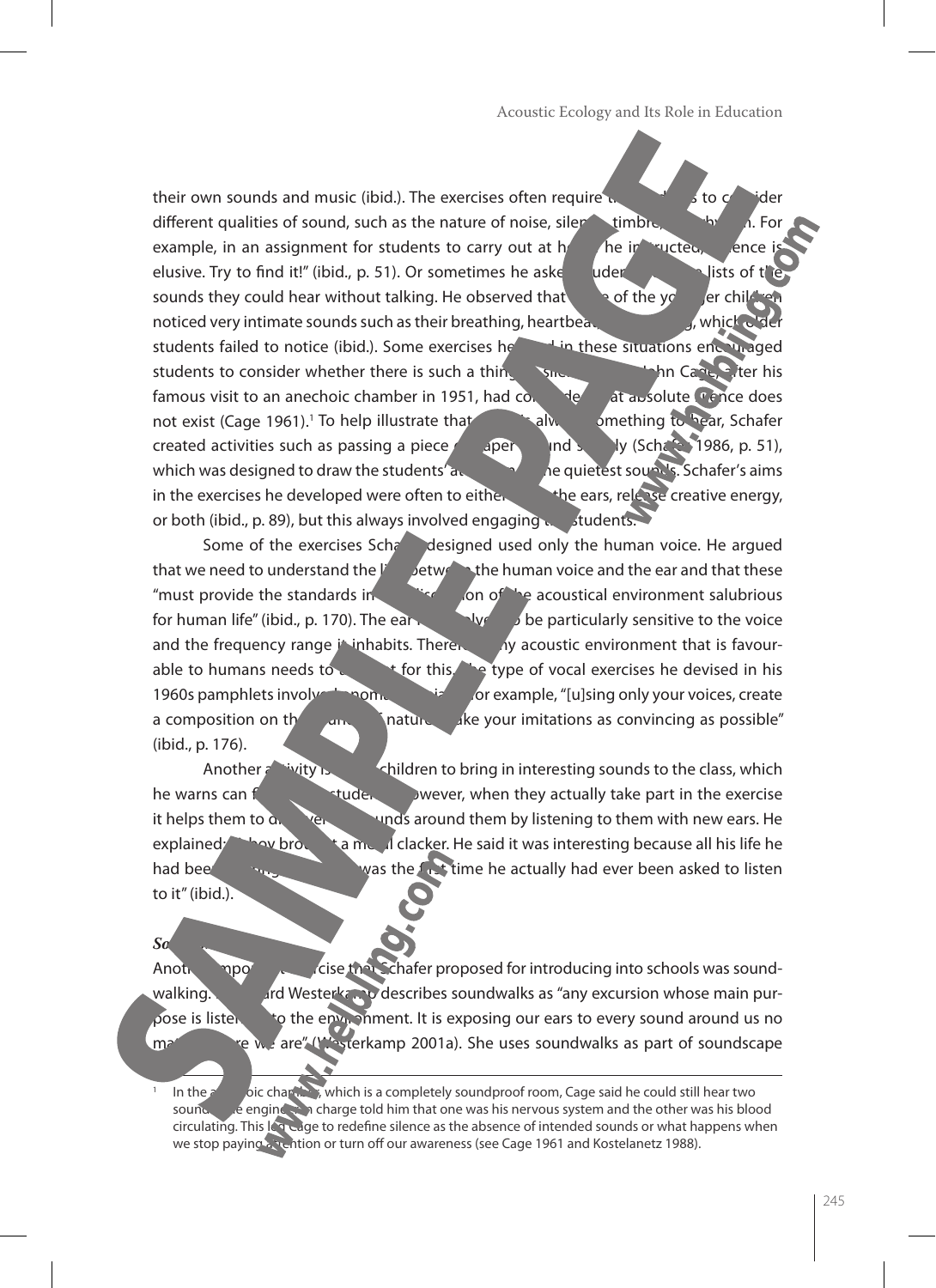their own sounds and music (ibid.). The exercises often require the students to consider different qualities of sound, such as the nature of noise, silence, timbre, rhythm. For example, in an assignment for students to carry out at home he instructed, "Silence is elusive. Try to find it!" (ibid., p. 51). Or sometimes he asked students to make lists of the sounds they could hear without talking. He observed that some of the younger children noticed very intimate sounds such as their breathing, heartbeat, swallowing, which older students failed to notice (ibid.). Some exercises he used in these situations encouraged students to consider whether there is such a thing as silence. John Cage, after his famous visit to an anechoic chamber in 1951, had concluded that absolute silence does not exist (Cage 1961).[1] To help illustrate that there is always something to hear, Schafer created activities such as passing a piece of paper around silently (Schafer 1986, p. 51), which was designed to draw the students' attention to the quietest sounds. Schafer's aims in the exercises he developed were often to either open the ears, release creative energy, or both (ibid., p. 89), but this always involved engaging the students.

Some of the exercises Schafer designed used only the human voice. He argued that we need to understand the link between the human voice and the ear and that these "must provide the standards in the design of the acoustical environment salubrious for human life" (ibid., p. 170). The ear has evolved to be particularly sensitive to the voice and the frequency range it inhabits. Therefore any acoustic environment that is favourable to humans needs to account for this. The type of vocal exercises he devised in his 1960s pamphlets involved onomatopoeia, for example, "[u]sing only your voices, create a composition on the sounds of nature. Make your imitations as convincing as possible" (ibid., p. 176).

Another activity is asking children to bring in interesting sounds to the class, which he warns can frustrate students. However, when they actually take part in the exercise it helps them to discover the sounds around them by listening to them with new ears. He explained: "A boy brought a metal clacker. He said it was interesting because all his life he had been using it, but this was the first time he actually had ever been asked to listen to it" (ibid.).

***Soundwalks***

Another important exercise that Schafer proposed for introducing into schools was soundwalking. Hildegard Westerkamp describes soundwalks as "any excursion whose main purpose is listening to the environment. It is exposing our ears to every sound around us no matter where we are" (Westerkamp 2001a). She uses soundwalks as part of soundscape

[1] In the anechoic chamber, which is a completely soundproof room, Cage said he could still hear two sounds. The engineer in charge told him that one was his nervous system and the other was his blood circulating. This led Cage to redefine silence as the absence of intended sounds or what happens when we stop paying attention or turn off our awareness (see Cage 1961 and Kostelanetz 1988).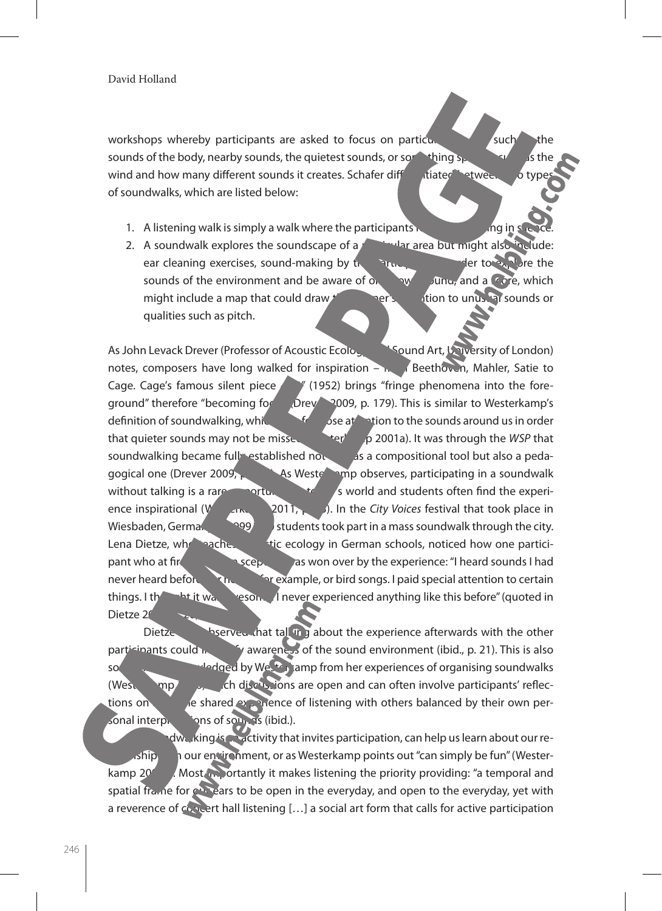workshops whereby participants are asked to focus on particular sounds such as the sounds of the body, nearby sounds, the quietest sounds, or something specific such as the wind and how many different sounds it creates. Schafer differentiated between two types of soundwalks, which are listed below:

1. A listening walk is simply a walk where the participants focus on listening in silence.
2. A soundwalk explores the soundscape of a particular area but might also include: ear cleaning exercises, sound-making by the participants in order to explore the sounds of the environment and be aware of one's own sound, and a score, which might include a map that could draw the listener's attention to unusual sounds or qualities such as pitch.

As John Levack Drever (Professor of Acoustic Ecology and Sound Art, University of London) notes, composers have long walked for inspiration – from Beethoven, Mahler, Satie to Cage. Cage's famous silent piece 4'33" (1952) brings "fringe phenomena into the foreground" therefore "becoming focal" (Drever 2009, p. 179). This is similar to Westerkamp's definition of soundwalking, which is a focus on close attention to the sounds around us in order that quieter sounds may not be missed (Westerkamp 2001a). It was through the *WSP* that soundwalking became fully established not only as a compositional tool but also a pedagogical one (Drever 2009, p. 180). As Westerkamp observes, participating in a soundwalk without talking is a rare opportunity in today's world and students often find the experience inspirational (Westerkamp 2011, p. 3). In the *City Voices* festival that took place in Wiesbaden, Germany in 1999, ... students took part in a mass soundwalk through the city. Lena Dietze, who teaches acoustic ecology in German schools, noticed how one participant who at first had been sceptical was won over by the experience: "I heard sounds I had never heard before, ... for example, or bird songs. I paid special attention to certain things. I thought it was awesome. I never experienced anything like this before" (quoted in Dietze 2000, p. 20).

Dietze also observed that talking about the experience afterwards with the other participants could intensify awareness of the sound environment (ibid., p. 21). This is also something acknowledged by Westerkamp from her experiences of organising soundwalks (Westerkamp 2001a). Such discussions are open and can often involve participants' reflections on both the shared experience of listening with others balanced by their own personal interpretations of sounds (ibid.).

Soundwalking is an activity that invites participation, can help us learn about our relationship with our environment, or as Westerkamp points out "can simply be fun" (Westerkamp 2001a). Most importantly it makes listening the priority providing: "a temporal and spatial frame for our ears to be open in the everyday, and open to the everyday, yet with a reverence of concert hall listening […] a social art form that calls for active participation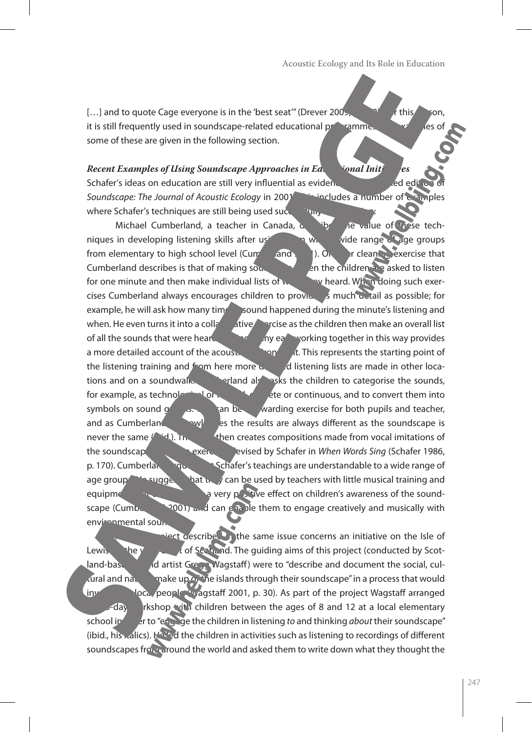[…] and to quote Cage everyone is in the 'best seat'" (Drever 2009, p. 3). For this reason, it is still frequently used in soundscape-related educational programmes and examples of some of these are given in the following section.

***Recent Examples of Using Soundscape Approaches in Educational Initiatives***

Schafer's ideas on education are still very influential as evidenced by a themed edition of *Soundscape: The Journal of Acoustic Ecology* in 2001. It includes a number of examples where Schafer's techniques are still being used successfully in education:

Michael Cumberland, a teacher in Canada, describes the value of these techniques in developing listening skills after using them with a wide range of age groups from elementary to high school level (Cumberland 2001). One ear cleaning exercise that Cumberland describes is that of making sound lists, when the children are asked to listen for one minute and then make individual lists of what they heard. When doing such exercises Cumberland always encourages children to provide as much detail as possible; for example, he will ask how many times a sound happened during the minute's listening and when. He even turns it into a collaborative exercise as the children then make an overall list of all the sounds that were heard, since many ears working together in this way provides a more detailed account of the acoustic environment. This represents the starting point of the listening training and from here more detailed listening lists are made in other locations and on a soundwalk. Cumberland also asks the children to categorise the sounds, for example, as technological or natural, discrete or continuous, and to convert them into symbols on sound graphs. This can be a rewarding exercise for both pupils and teacher, and as Cumberland acknowledges the results are always different as the soundscape is never the same (ibid.). The class then creates compositions made from vocal imitations of the soundscape, an exercise devised by Schafer in *When Words Sing* (Schafer 1986, p. 170). Cumberland argues that Schafer's teachings are understandable to a wide range of age groups. He suggests that they can be used by teachers with little musical training and equipment, and can have a very positive effect on children's awareness of the soundscape (Cumberland 2001) and can enable them to engage creatively and musically with environmental sound.

Another project described in the same issue concerns an initiative on the Isle of Lewis in the west coast of Scotland. The guiding aims of this project (conducted by Scotland-based sound artist Gregg Wagstaff) were to "describe and document the social, cultural and natural make up of the islands through their soundscape" in a process that would involve local people (Wagstaff 2001, p. 30). As part of the project Wagstaff arranged a two-day workshop with children between the ages of 8 and 12 at a local elementary school in order to "engage the children in listening *to* and thinking *about* their soundscape" (ibid., his italics). He led the children in activities such as listening to recordings of different soundscapes from around the world and asked them to write down what they thought the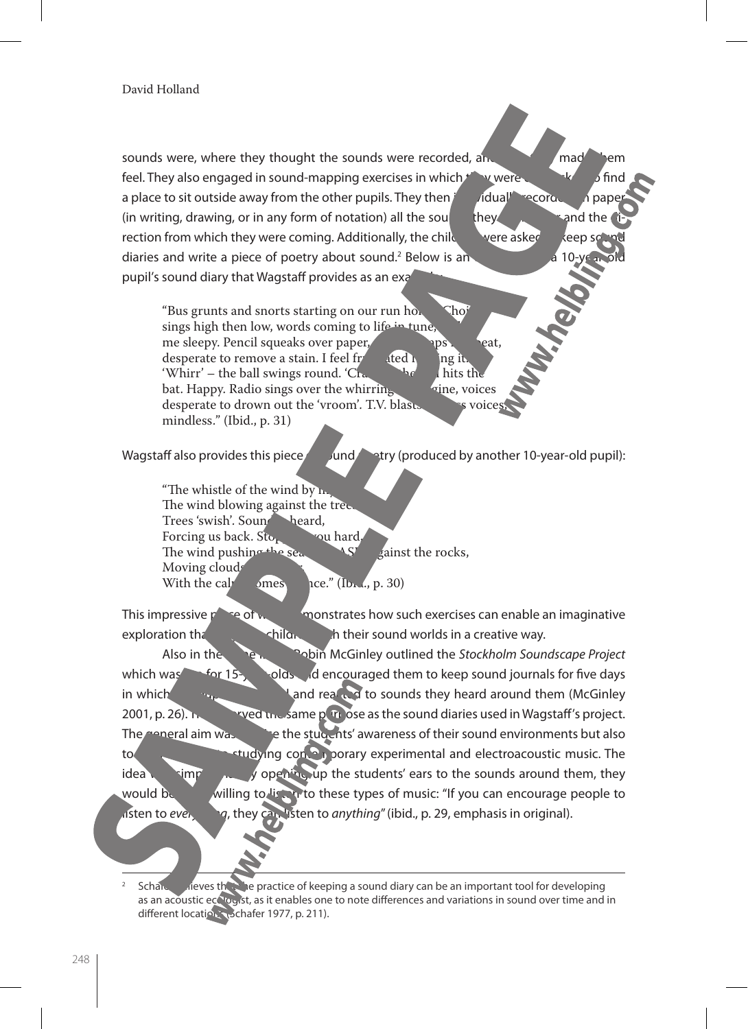sounds were, where they thought the sounds were recorded, and how they made them feel. They also engaged in sound-mapping exercises in which they were each asked to find a place to sit outside away from the other pupils. They then individually recorded on paper (in writing, drawing, or in any form of notation) all the sounds they could hear and the direction from which they were coming. Additionally, the children were asked to keep sound diaries and write a piece of poetry about sound.[2] Below is an extract from a 10-year-old pupil's sound diary that Wagstaff provides as an example:

> "Bus grunts and snorts starting on our run home. Choir sings high then low, words coming to life in tune, making me sleepy. Pencil squeaks over paper, rubber slaps the beat, desperate to remove a stain. I feel frustrated hearing it. 'Whirr' – the ball swings round. 'Crack' – the ball hits the bat. Happy. Radio sings over the whirring engine, voices desperate to drown out the 'vroom'. T.V. blasts, endless voices, mindless." (Ibid., p. 31)

Wagstaff also provides this piece of sound poetry (produced by another 10-year-old pupil):

> "The whistle of the wind by my ear,
> The wind blowing against the trees,
> Trees 'swish'. Sounds are heard,
> Forcing us back. Stopping you hard.
> The wind pushing the sea. 'CRASH' against the rocks,
> Moving clouds away,
> With the calm comes silence." (Ibid., p. 30)

This impressive piece of writing demonstrates how such exercises can enable an imaginative exploration that connects children with their sound worlds in a creative way.

Also in the same issue, Robin McGinley outlined the *Stockholm Soundscape Project* which was run for 15-year-olds and encouraged them to keep sound journals for five days in which they reported on and reacted to sounds they heard around them (McGinley 2001, p. 26). This served the same purpose as the sound diaries used in Wagstaff's project. The general aim was to raise the students' awareness of their sound environments but also to prepare them for studying contemporary experimental and electroacoustic music. The idea was simple: by simply opening up the students' ears to the sounds around them, they would become more willing to listen to these types of music: "If you can encourage people to listen to *everything*, they can listen to *anything*" (ibid., p. 29, emphasis in original).

---

[2] Schafer believes that the practice of keeping a sound diary can be an important tool for developing as an acoustic ecologist, as it enables one to note differences and variations in sound over time and in different locations (Schafer 1977, p. 211).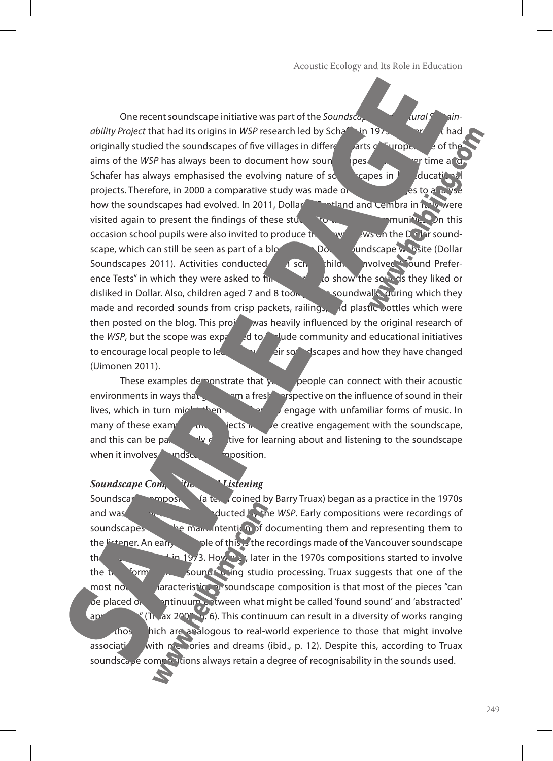One recent soundscape initiative was part of the *Soundscapes and Cultural Sustainability Project* that had its origins in *WSP* research led by Schafer in 1975 where it had originally studied the soundscapes of five villages in different parts of Europe. One of the aims of the *WSP* has always been to document how soundscapes change over time and Schafer has always emphasised the evolving nature of soundscapes in his educational projects. Therefore, in 2000 a comparative study was made of these villages to analyse how the soundscapes had evolved. In 2011, Dollar in Scotland and Cembra in Italy were visited again to present the findings of these studies to the local communities. On this occasion school pupils were also invited to produce their own views on the Dollar soundscape, which can still be seen as part of a blog on the Dollar Soundscape website (Dollar Soundscapes 2011). Activities conducted with school children involved "Sound Preference Tests" in which they were asked to fill in charts to show the sounds they liked or disliked in Dollar. Also, children aged 7 and 8 took part in soundwalks during which they made and recorded sounds from crisp packets, railings, and plastic bottles which were then posted on the blog. This project was heavily influenced by the original research of the *WSP*, but the scope was expanded to include community and educational initiatives to encourage local people to learn about their soundscapes and how they have changed (Uimonen 2011).

These examples demonstrate that young people can connect with their acoustic environments in ways that give them a fresh perspective on the influence of sound in their lives, which in turn might then inspire them to engage with unfamiliar forms of music. In many of these examples the projects involve creative engagement with the soundscape, and this can be particularly effective for learning about and listening to the soundscape when it involves soundscape composition.

### *Soundscape Composition and Listening*

Soundscape composition (a term coined by Barry Truax) began as a practice in the 1970s and was initially conducted by the *WSP*. Early compositions were recordings of soundscapes with the main intention of documenting them and representing them to the listener. An early example of this is the recordings made of the Vancouver soundscape that were released in 1973. However, later in the 1970s compositions started to involve the transformation of sounds using studio processing. Truax suggests that one of the most notable characteristics of soundscape composition is that most of the pieces "can be placed on a continuum between what might be called 'found sound' and 'abstracted' approaches" (Truax 2002, p. 6). This continuum can result in a diversity of works ranging from those which are analogous to real-world experience to those that might involve associations with memories and dreams (ibid., p. 12). Despite this, according to Truax soundscape compositions always retain a degree of recognisability in the sounds used.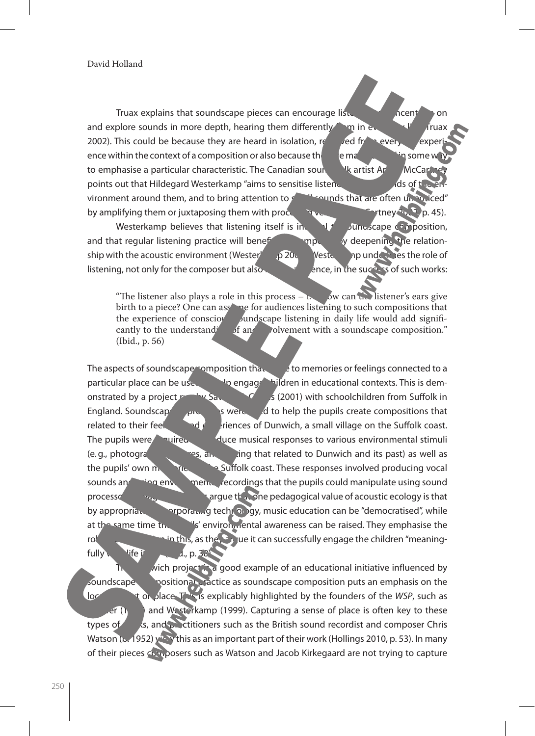Truax explains that soundscape pieces can encourage listeners to concentrate on and explore sounds in more depth, hearing them differently from in everyday life (Truax 2002). This could be because they are heard in isolation, removed from everyday experience within the context of a composition or also because they are manipulated in some way to emphasise a particular characteristic. The Canadian soundwalk artist Andra McCartney points out that Hildegard Westerkamp "aims to sensitise listeners to sounds of the environment around them, and to bring attention to small sounds that are often unnoticed" by amplifying them or juxtaposing them with processed versions (McCartney 2002, p. 45).

Westerkamp believes that listening itself is integral to soundscape composition, and that regular listening practice will benefit the composer by deepening the relationship with the acoustic environment (Westerkamp 2002). Westerkamp underlines the role of listening, not only for the composer but also for the audience, in the success of such works:

> "The listener also plays a role in this process – i. e., how can the listener's ears give birth to a piece? One can assume for audiences listening to such compositions that the experience of conscious soundscape listening in daily life would add significantly to the understanding of and involvement with a soundscape composition." (Ibid., p. 56)

The aspects of soundscape composition that relate to memories or feelings connected to a particular place can be used to help engage children in educational contexts. This is demonstrated by a project run by Savage and Challis (2001) with schoolchildren from Suffolk in England. Soundscape approaches were used to help the pupils create compositions that related to their feelings and experiences of Dunwich, a small village on the Suffolk coast. The pupils were required to produce musical responses to various environmental stimuli (e. g., photographs, stories, and writing that related to Dunwich and its past) as well as the pupils' own memories of the Suffolk coast. These responses involved producing vocal sounds and using environmental recordings that the pupils could manipulate using sound processors. Savage and Challis argue that one pedagogical value of acoustic ecology is that by appropriately incorporating technology, music education can be "democratised", while at the same time the pupils' environmental awareness can be raised. They emphasise the role of technology in this, as they argue it can successfully engage the children "meaningfully with life itself" (Ibid., p. 38).

The Dunwich project is a good example of an educational initiative influenced by soundscape compositional practice as soundscape composition puts an emphasis on the local context or place. This is explicably highlighted by the founders of the *WSP*, such as Schafer (1977) and Westerkamp (1999). Capturing a sense of place is often key to these types of works, and practitioners such as the British sound recordist and composer Chris Watson (b. 1952) view this as an important part of their work (Hollings 2010, p. 53). In many of their pieces composers such as Watson and Jacob Kirkegaard are not trying to capture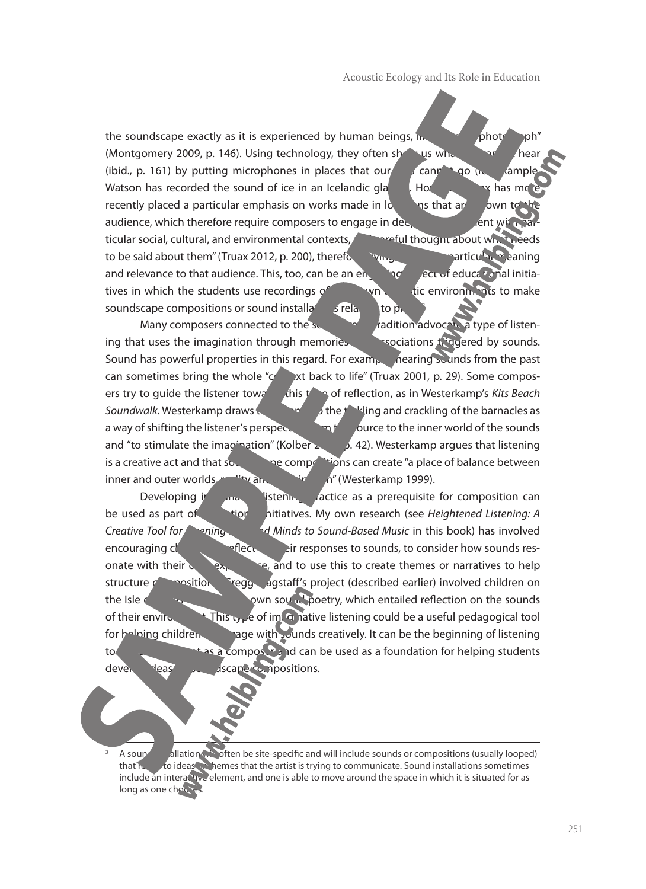the soundscape exactly as it is experienced by human beings, in a sonic "photograph" (Montgomery 2009, p. 146). Using technology, they often show us what we cannot hear (ibid., p. 161) by putting microphones in places that our ears cannot go (for example, Watson has recorded the sound of ice in an Icelandic glacier). However, Truax has more recently placed a particular emphasis on works made in locations that are known to the audience, which therefore require composers to engage in deep involvement with particular social, cultural, and environmental contexts, and "careful thought about what needs to be said about them" (Truax 2012, p. 200), therefore giving the work a particular meaning and relevance to that audience. This, too, can be an engaging aspect of educational initiatives in which the students use recordings of their own acoustic environments to make soundscape compositions or sound installations relating to place.[3]

Many composers connected to the soundscape tradition advocate a type of listening that uses the imagination through memories and associations triggered by sounds. Sound has powerful properties in this regard. For example, hearing sounds from the past can sometimes bring the whole "context back to life" (Truax 2001, p. 29). Some composers try to guide the listener towards this type of reflection, as in Westerkamp's *Kits Beach Soundwalk*. Westerkamp draws the listener into the tinkling and crackling of the barnacles as a way of shifting the listener's perspective from the source to the inner world of the sounds and "to stimulate the imagination" (Kolber 2002, p. 42). Westerkamp argues that listening is a creative act and that soundscape compositions can create "a place of balance between inner and outer worlds, reality and imagination" (Westerkamp 1999).

Developing imaginative listening practice as a prerequisite for composition can be used as part of education initiatives. My own research (see *Heightened Listening: A Creative Tool for Opening Ears and Minds to Sound-Based Music* in this book) has involved encouraging children to reflect on their responses to sounds, to consider how sounds resonate with their own experience, and to use this to create themes or narratives to help structure compositions. Gregg Wagstaff's project (described earlier) involved children on the Isle of Lewis creating their own sound poetry, which entailed reflection on the sounds of their environment. This type of imaginative listening could be a useful pedagogical tool for helping children to engage with sounds creatively. It can be the beginning of listening to the environment as a composition and can be used as a foundation for helping students develop ideas for soundscape compositions.

---

[3] A sound installation will often be site-specific and will include sounds or compositions (usually looped) that relate to ideas or themes that the artist is trying to communicate. Sound installations sometimes include an interactive element, and one is able to move around the space in which it is situated for as long as one chooses.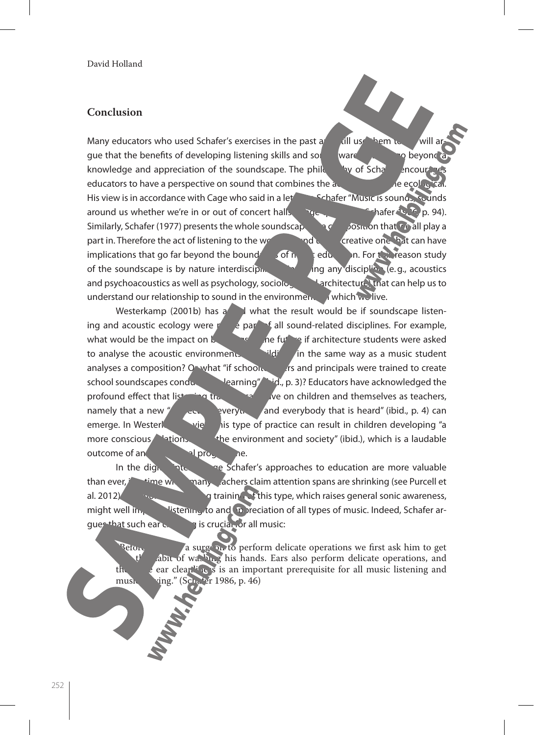## Conclusion

Many educators who used Schafer's exercises in the past and still use them today will argue that the benefits of developing listening skills and sonic awareness go beyond a knowledge and appreciation of the soundscape. The philosophy of Schafer encourages educators to have a perspective on sound that combines the aesthetic and the ecological. His view is in accordance with Cage who said in a letter to Schafer "Music is sounds, sounds around us whether we're in or out of concert halls" (Cage quoted in Schafer 1986, p. 94). Similarly, Schafer (1977) presents the whole soundscape as a composition that we all play a part in. Therefore the act of listening to the world around us is a creative one that can have implications that go far beyond the boundaries of music education. For this reason study of the soundscape is by nature interdisciplinary, including any discipline (e.g., acoustics and psychoacoustics as well as psychology, sociology and architecture) that can help us to understand our relationship to sound in the environment in which we live.

Westerkamp (2001b) has asked what the result would be if soundscape listening and acoustic ecology were made part of all sound-related disciplines. For example, what would be the impact on buildings in the future if architecture students were asked to analyse the acoustic environments of buildings in the same way as a music student analyses a composition? Or what "if school teachers and principals were trained to create school soundscapes conducive to learning" (ibid., p. 3)? Educators have acknowledged the profound effect that listening training can have on children and themselves as teachers, namely that a new "respect for everything and everybody that is heard" (ibid., p. 4) can emerge. In Westerkamp's view this type of practice can result in children developing "a more conscious relationship to the environment and society" (ibid.), which is a laudable outcome of any educational programme.

In the digital internet age Schafer's approaches to education are more valuable than ever, in a time when many teachers claim attention spans are shrinking (see Purcell et al. 2012). Moreover, listening training of this type, which raises general sonic awareness, might well improve listening to and appreciation of all types of music. Indeed, Schafer argues that such ear cleaning is crucial for all music:

> "Before we train a surgeon to perform delicate operations we first ask him to get into the habit of washing his hands. Ears also perform delicate operations, and therefore ear cleaning is an important prerequisite for all music listening and music playing." (Schafer 1986, p. 46)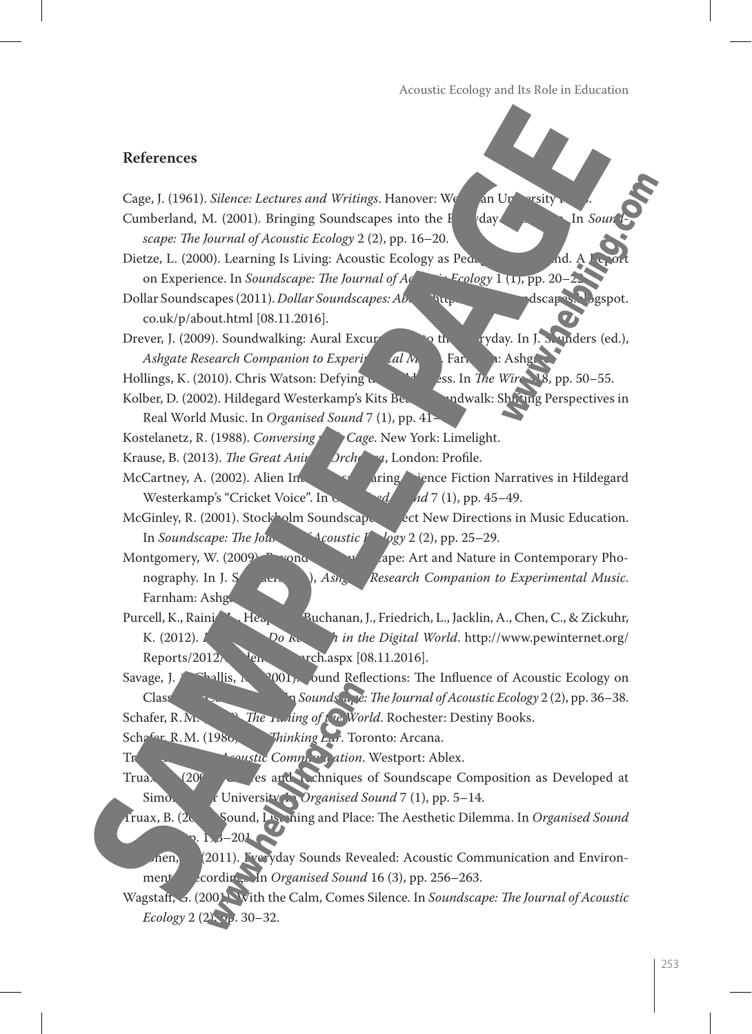## References

Cage, J. (1961). *Silence: Lectures and Writings*. Hanover: We an Un ersity .

Cumberland, M. (2001). Bringing Soundscapes into the E yday . In *Soundscape: The Journal of Acoustic Ecology* 2 (2), pp. 16–20.

Dietze, L. (2000). Learning Is Living: Acoustic Ecology as Peda nd. A port on Experience. In *Soundscape: The Journal of Ac Ecology* 1 (1), pp. 20–2

Dollar Soundscapes (2011). *Dollar Soundscapes: Ab* http dscap logspot. co.uk/p/about.html [08.11.2016].

Drever, J. (2009). Soundwalking: Aural Excur to th ryday. In J. S unders (ed.), *Ashgate Research Companion to Experi tal M* . Far : Ashg

Hollings, K. (2010). Chris Watson: Defying t ess. In *The Wir* 8, pp. 50–55.

Kolber, D. (2002). Hildegard Westerkamp's Kits Be ndwalk: Shifting Perspectives in Real World Music. In *Organised Sound* 7 (1), pp. 41–

Kostelanetz, R. (1988). *Conversing Cage*. New York: Limelight.

Krause, B. (2013). *The Great Ani Orch a*, London: Profile.

McCartney, A. (2002). Alien In aring ience Fiction Narratives in Hildegard Westerkamp's "Cricket Voice". In *O ed nd* 7 (1), pp. 45–49.

McGinley, R. (2001). Stockholm Soundscape ect New Directions in Music Education. In *Soundscape: The Jou Acoustic logy* 2 (2), pp. 25–29.

Montgomery, W. (2009). Beyond ape: Art and Nature in Contemporary Phonography. In J. S ), *Ash Research Companion to Experimental Music*. Farnham: Ashg

Purcell, K., Raini , Hea Buchanan, J., Friedrich, L., Jacklin, A., Chen, C., & Zickuhr, K. (2012). *Do R h in the Digital World*. http://www.pewinternet.org/ Reports/2012/ rch.aspx [08.11.2016].

Savage, J. Challis, 2001). ound Reflections: The Influence of Acoustic Ecology on Class In *Sounds pe: The Journal of Acoustic Ecology* 2 (2), pp. 36–38.

Schafer, R. M. *The T ing of the World*. Rochester: Destiny Books.

Schafer, R. M. (1986). *Thinking Ear*. Toronto: Arcana.

Tr *Acoustic Comm ation*. Westport: Ablex.

Truax (20 es and echniques of Soundscape Composition as Developed at Simo r University. In *Organised Sound* 7 (1), pp. 5–14.

Truax, B. (20 Sound, Listening and Place: The Aesthetic Dilemma. In *Organised Sound* p. 1 –20

nen, (2011). Everyday Sounds Revealed: Acoustic Communication and Environment ecordings. In *Organised Sound* 16 (3), pp. 256–263.

Wagstaff, G. (2001). With the Calm, Comes Silence. In *Soundscape: The Journal of Acoustic Ecology* 2 (2), pp. 30–32.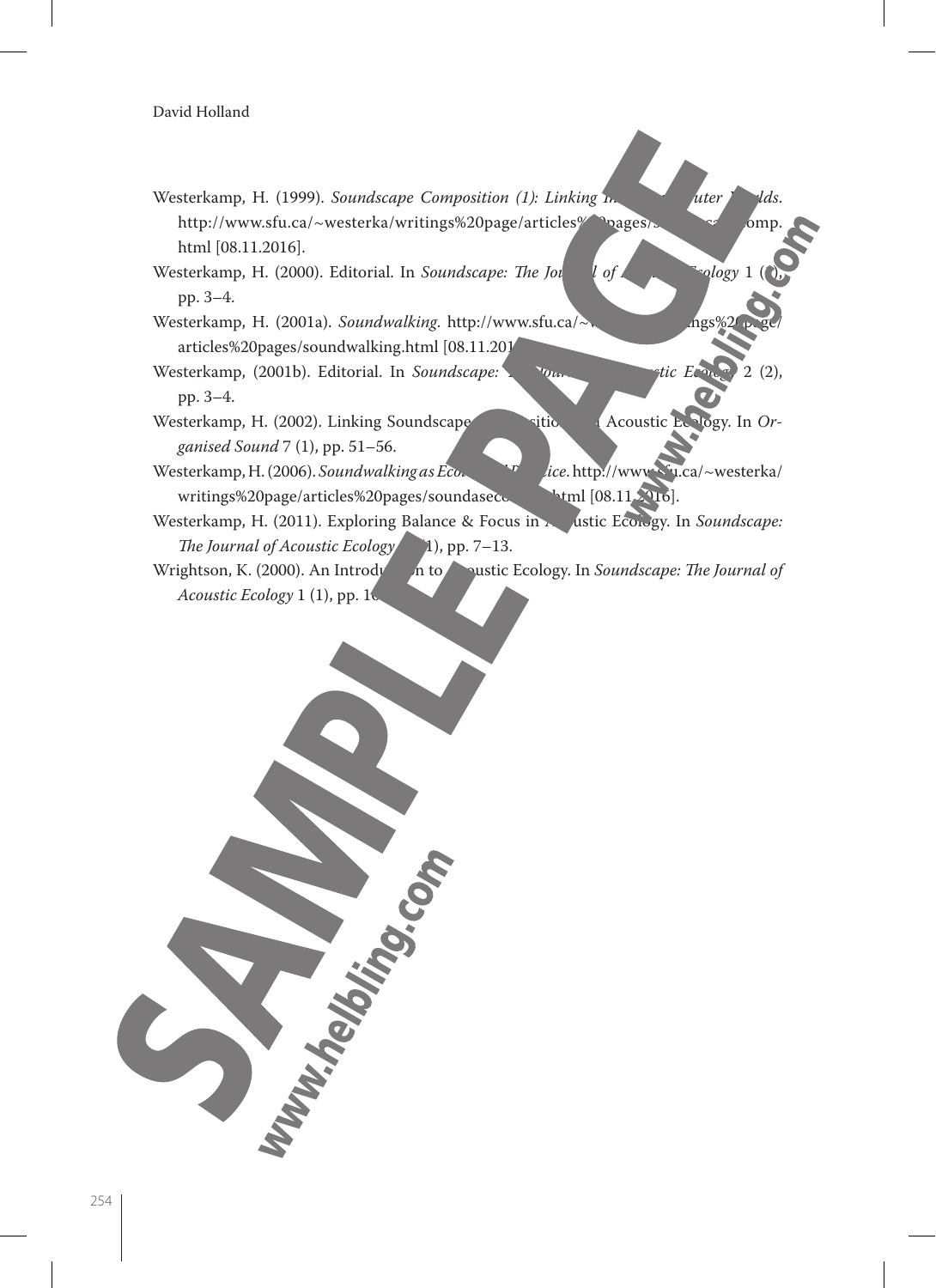Westerkamp, H. (1999). *Soundscape Composition (1): Linking Inner and Outer Worlds.* http://www.sfu.ca/~westerka/writings%20page/articles%20pages/soundscapecomp.html [08.11.2016].

Westerkamp, H. (2000). Editorial. In *Soundscape: The Journal of Acoustic Ecology* 1 (1), pp. 3–4.

Westerkamp, H. (2001a). *Soundwalking.* http://www.sfu.ca/~westerka/writings%20page/articles%20pages/soundwalking.html [08.11.2016].

Westerkamp, (2001b). Editorial. In *Soundscape: The Journal of Acoustic Ecology* 2 (2), pp. 3–4.

Westerkamp, H. (2002). Linking Soundscape Composition and Acoustic Ecology. In *Organised Sound* 7 (1), pp. 51–56.

Westerkamp, H. (2006). *Soundwalking as Ecological Practice.* http://www.sfu.ca/~westerka/writings%20page/articles%20pages/soundasecology.html [08.11.2016].

Westerkamp, H. (2011). Exploring Balance & Focus in Acoustic Ecology. In *Soundscape: The Journal of Acoustic Ecology* 11 (1), pp. 7–13.

Wrightson, K. (2000). An Introduction to Acoustic Ecology. In *Soundscape: The Journal of Acoustic Ecology* 1 (1), pp. 10–13.